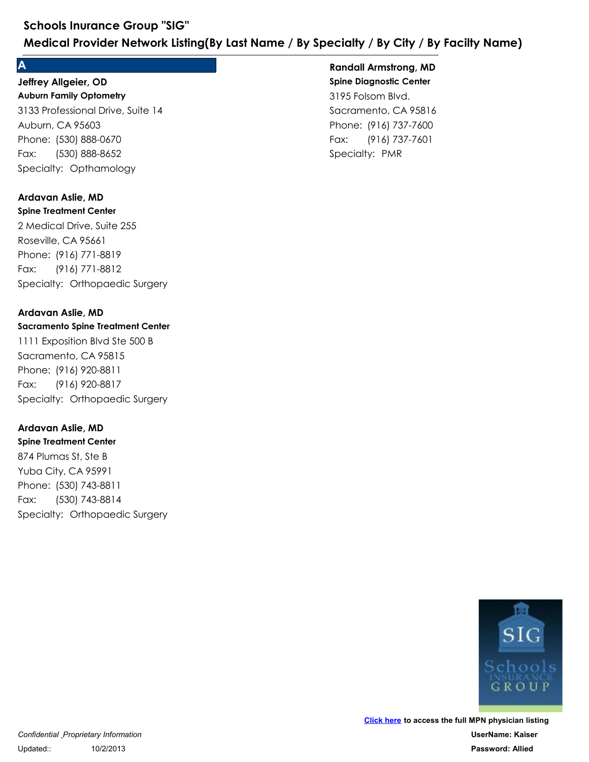# Schools Inurance Group "SIG"

## Medical Provider Network Listing(By Last Name / By Specialty / By City / By Facilty Name)

### A

**Jeffrey Allgeier, OD**
**Auburn Family Optometry**
3133 Professional Drive, Suite 14
Auburn, CA 95603
Phone: (530) 888-0670
Fax: (530) 888-8652
Specialty: Opthamology

**Ardavan Aslie, MD**
**Spine Treatment Center**
2 Medical Drive, Suite 255
Roseville, CA 95661
Phone: (916) 771-8819
Fax: (916) 771-8812
Specialty: Orthopaedic Surgery

**Ardavan Aslie, MD**
**Sacramento Spine Treatment Center**
1111 Exposition Blvd Ste 500 B
Sacramento, CA 95815
Phone: (916) 920-8811
Fax: (916) 920-8817
Specialty: Orthopaedic Surgery

**Ardavan Aslie, MD**
**Spine Treatment Center**
874 Plumas St, Ste B
Yuba City, CA 95991
Phone: (530) 743-8811
Fax: (530) 743-8814
Specialty: Orthopaedic Surgery

**Randall Armstrong, MD**
**Spine Diagnostic Center**
3195 Folsom Blvd.
Sacramento, CA 95816
Phone: (916) 737-7600
Fax: (916) 737-7601
Specialty: PMR

**Click here** to access the full MPN physician listing
**UserName: Kaiser**
**Password: Allied**

*Confidential _Proprietary Information*
Updated:: 10/2/2013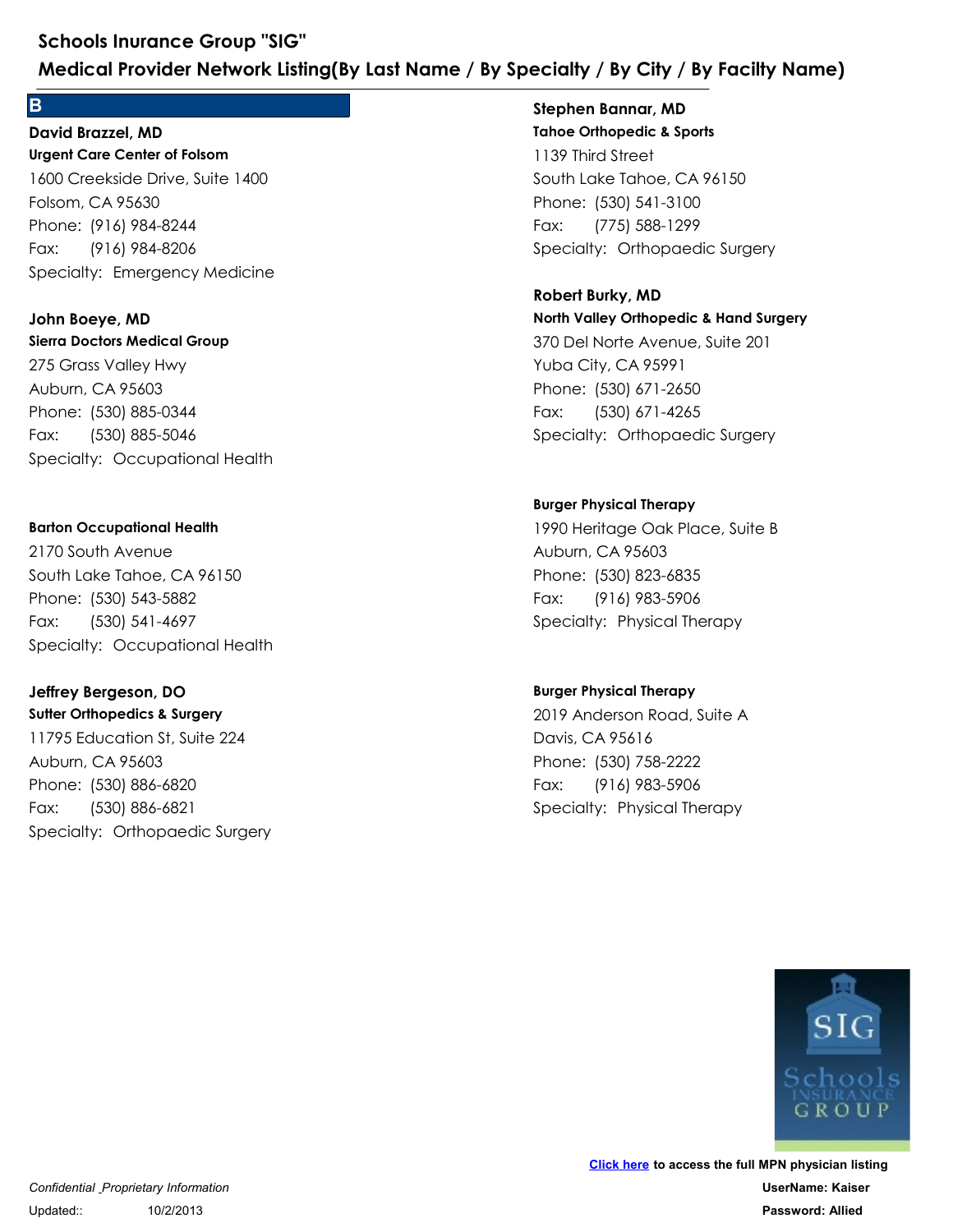## B

**David Brazzel, MD**
**Urgent Care Center of Folsom**
1600 Creekside Drive, Suite 1400
Folsom, CA 95630
Phone: (916) 984-8244
Fax: (916) 984-8206
Specialty: Emergency Medicine

**John Boeye, MD**
**Sierra Doctors Medical Group**
275 Grass Valley Hwy
Auburn, CA 95603
Phone: (530) 885-0344
Fax: (530) 885-5046
Specialty: Occupational Health

**Barton Occupational Health**
2170 South Avenue
South Lake Tahoe, CA 96150
Phone: (530) 543-5882
Fax: (530) 541-4697
Specialty: Occupational Health

**Jeffrey Bergeson, DO**
**Sutter Orthopedics & Surgery**
11795 Education St, Suite 224
Auburn, CA 95603
Phone: (530) 886-6820
Fax: (530) 886-6821
Specialty: Orthopaedic Surgery

**Stephen Bannar, MD**
**Tahoe Orthopedic & Sports**
1139 Third Street
South Lake Tahoe, CA 96150
Phone: (530) 541-3100
Fax: (775) 588-1299
Specialty: Orthopaedic Surgery

**Robert Burky, MD**
**North Valley Orthopedic & Hand Surgery**
370 Del Norte Avenue, Suite 201
Yuba City, CA 95991
Phone: (530) 671-2650
Fax: (530) 671-4265
Specialty: Orthopaedic Surgery

**Burger Physical Therapy**
1990 Heritage Oak Place, Suite B
Auburn, CA 95603
Phone: (530) 823-6835
Fax: (916) 983-5906
Specialty: Physical Therapy

**Burger Physical Therapy**
2019 Anderson Road, Suite A
Davis, CA 95616
Phone: (530) 758-2222
Fax: (916) 983-5906
Specialty: Physical Therapy

Click here to access the full MPN physician listing
**UserName: Kaiser**
**Password: Allied**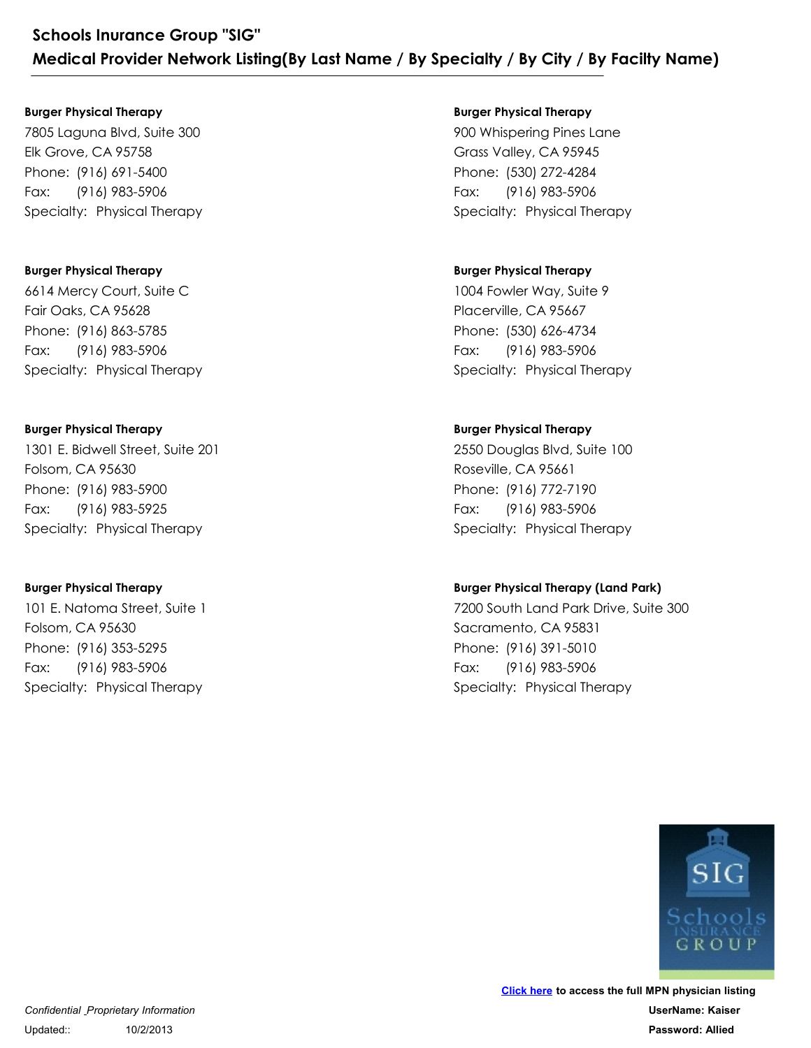**Schools Inurance Group "SIG"**
**Medical Provider Network Listing(By Last Name / By Specialty / By City / By Facilty Name)**

**Burger Physical Therapy**
7805 Laguna Blvd, Suite 300
Elk Grove, CA 95758
Phone: (916) 691-5400
Fax: (916) 983-5906
Specialty: Physical Therapy

**Burger Physical Therapy**
6614 Mercy Court, Suite C
Fair Oaks, CA 95628
Phone: (916) 863-5785
Fax: (916) 983-5906
Specialty: Physical Therapy

**Burger Physical Therapy**
1301 E. Bidwell Street, Suite 201
Folsom, CA 95630
Phone: (916) 983-5900
Fax: (916) 983-5925
Specialty: Physical Therapy

**Burger Physical Therapy**
101 E. Natoma Street, Suite 1
Folsom, CA 95630
Phone: (916) 353-5295
Fax: (916) 983-5906
Specialty: Physical Therapy

**Burger Physical Therapy**
900 Whispering Pines Lane
Grass Valley, CA 95945
Phone: (530) 272-4284
Fax: (916) 983-5906
Specialty: Physical Therapy

**Burger Physical Therapy**
1004 Fowler Way, Suite 9
Placerville, CA 95667
Phone: (530) 626-4734
Fax: (916) 983-5906
Specialty: Physical Therapy

**Burger Physical Therapy**
2550 Douglas Blvd, Suite 100
Roseville, CA 95661
Phone: (916) 772-7190
Fax: (916) 983-5906
Specialty: Physical Therapy

**Burger Physical Therapy (Land Park)**
7200 South Land Park Drive, Suite 300
Sacramento, CA 95831
Phone: (916) 391-5010
Fax: (916) 983-5906
Specialty: Physical Therapy

**Click here to access the full MPN physician listing**
**UserName: Kaiser**
**Password: Allied**

*Confidential _Proprietary Information*
Updated:: 10/2/2013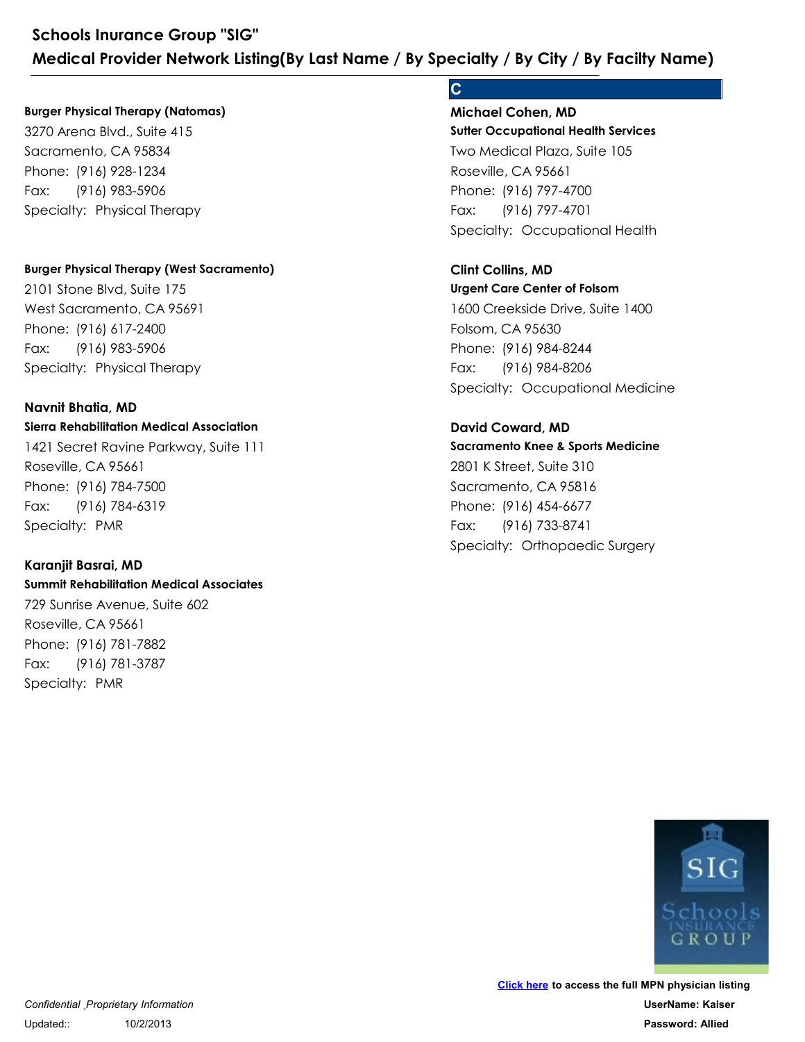**Burger Physical Therapy (Natomas)**
3270 Arena Blvd., Suite 415
Sacramento, CA 95834
Phone: (916) 928-1234
Fax: (916) 983-5906
Specialty: Physical Therapy

**Burger Physical Therapy (West Sacramento)**
2101 Stone Blvd, Suite 175
West Sacramento, CA 95691
Phone: (916) 617-2400
Fax: (916) 983-5906
Specialty: Physical Therapy

**Navnit Bhatia, MD**
**Sierra Rehabilitation Medical Association**
1421 Secret Ravine Parkway, Suite 111
Roseville, CA 95661
Phone: (916) 784-7500
Fax: (916) 784-6319
Specialty: PMR

**Karanjit Basrai, MD**
**Summit Rehabilitation Medical Associates**
729 Sunrise Avenue, Suite 602
Roseville, CA 95661
Phone: (916) 781-7882
Fax: (916) 781-3787
Specialty: PMR

## C

**Michael Cohen, MD**
**Sutter Occupational Health Services**
Two Medical Plaza, Suite 105
Roseville, CA 95661
Phone: (916) 797-4700
Fax: (916) 797-4701
Specialty: Occupational Health

**Clint Collins, MD**
**Urgent Care Center of Folsom**
1600 Creekside Drive, Suite 1400
Folsom, CA 95630
Phone: (916) 984-8244
Fax: (916) 984-8206
Specialty: Occupational Medicine

**David Coward, MD**
**Sacramento Knee & Sports Medicine**
2801 K Street, Suite 310
Sacramento, CA 95816
Phone: (916) 454-6677
Fax: (916) 733-8741
Specialty: Orthopaedic Surgery

**Click here** to access the full MPN physician listing
**UserName: Kaiser**
**Password: Allied**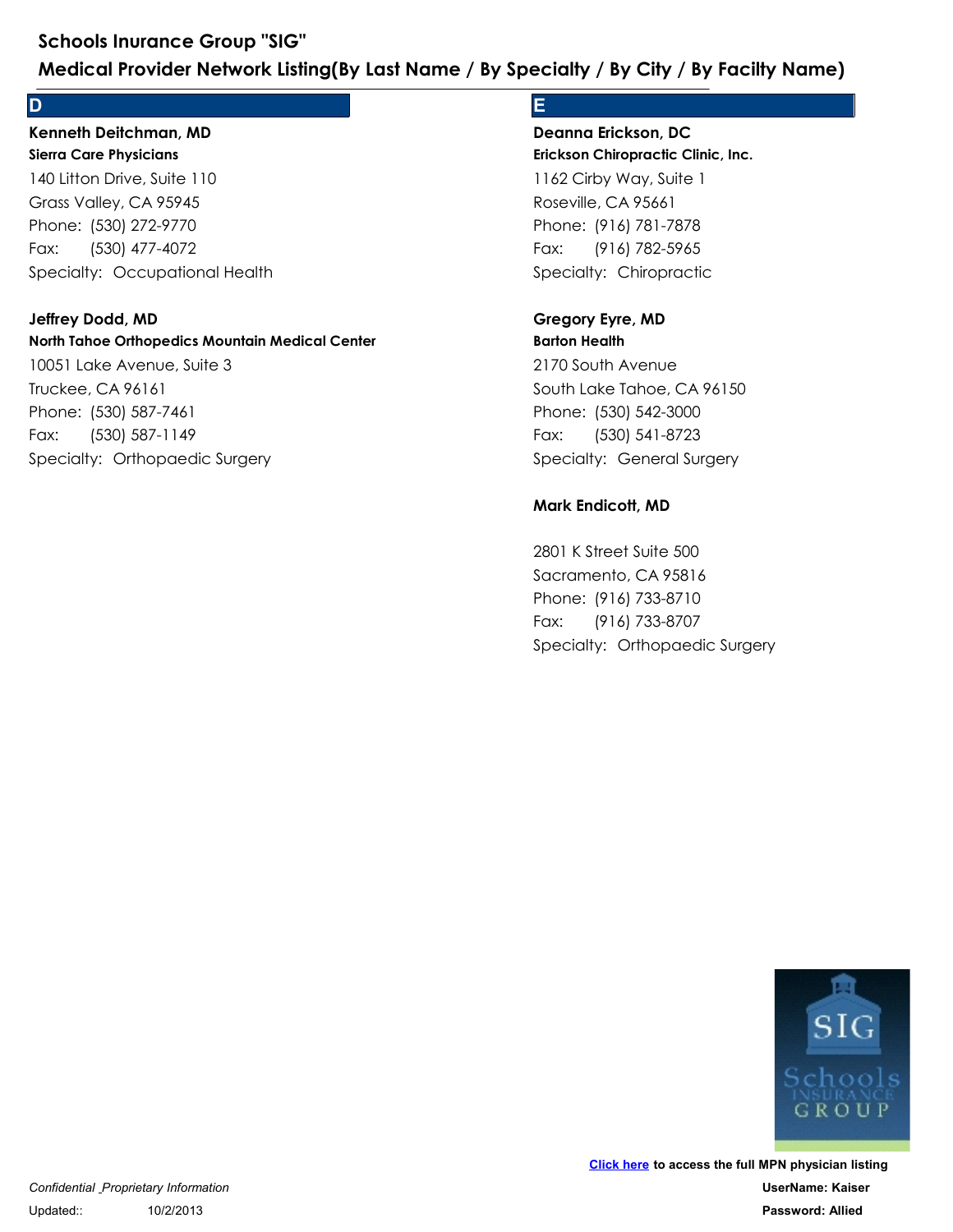# Schools Inurance Group "SIG"

## Medical Provider Network Listing(By Last Name / By Specialty / By City / By Facilty Name)

## D

**Kenneth Deitchman, MD**
**Sierra Care Physicians**
140 Litton Drive, Suite 110
Grass Valley, CA 95945
Phone: (530) 272-9770
Fax: (530) 477-4072
Specialty: Occupational Health

**Jeffrey Dodd, MD**
**North Tahoe Orthopedics Mountain Medical Center**
10051 Lake Avenue, Suite 3
Truckee, CA 96161
Phone: (530) 587-7461
Fax: (530) 587-1149
Specialty: Orthopaedic Surgery

## E

**Deanna Erickson, DC**
**Erickson Chiropractic Clinic, Inc.**
1162 Cirby Way, Suite 1
Roseville, CA 95661
Phone: (916) 781-7878
Fax: (916) 782-5965
Specialty: Chiropractic

**Gregory Eyre, MD**
**Barton Health**
2170 South Avenue
South Lake Tahoe, CA 96150
Phone: (530) 542-3000
Fax: (530) 541-8723
Specialty: General Surgery

**Mark Endicott, MD**

2801 K Street Suite 500
Sacramento, CA 95816
Phone: (916) 733-8710
Fax: (916) 733-8707
Specialty: Orthopaedic Surgery

**Click here** to access the full MPN physician listing
**UserName: Kaiser**
**Password: Allied**

*Confidential _Proprietary Information*
Updated:: 10/2/2013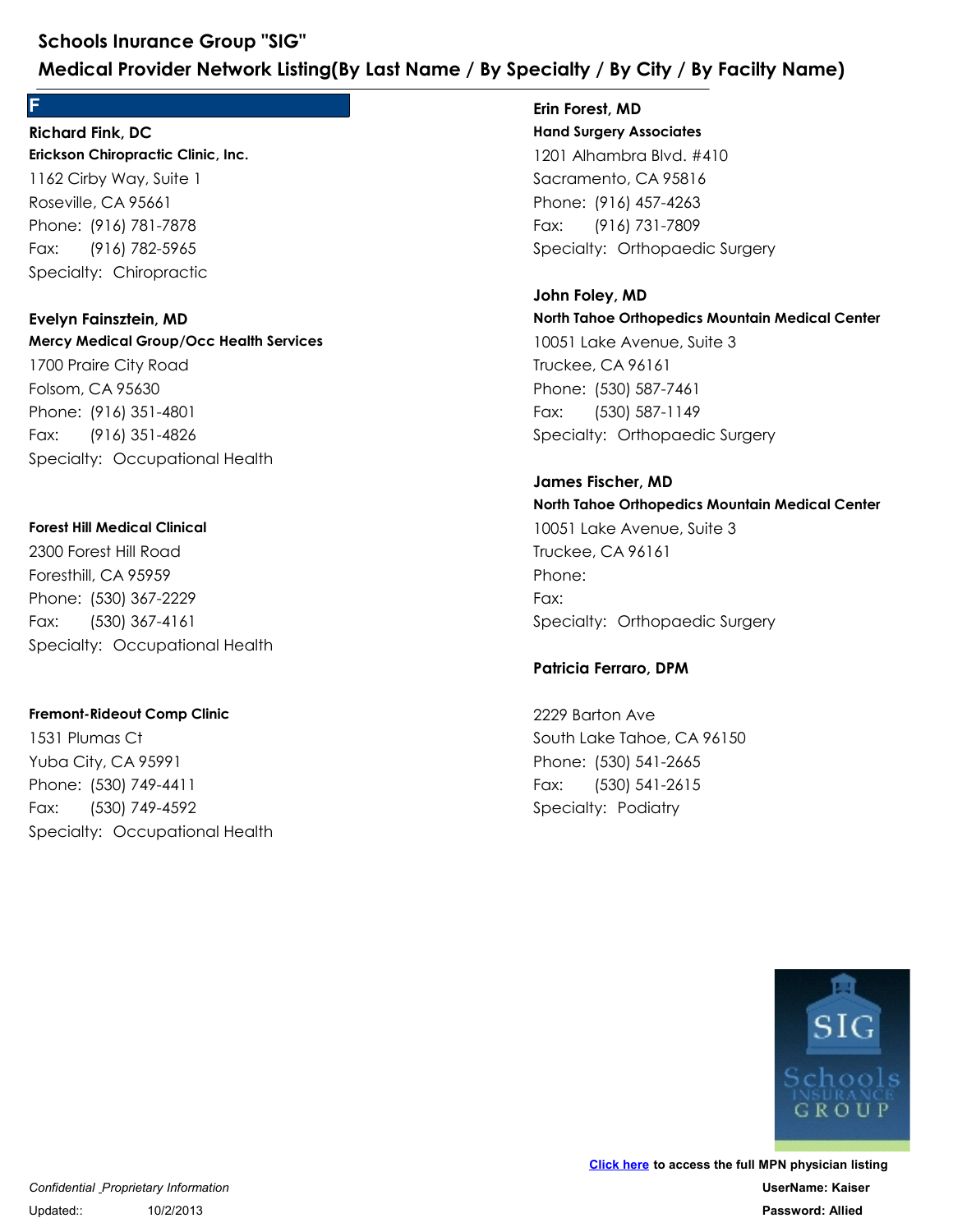## F

**Richard Fink, DC**
**Erickson Chiropractic Clinic, Inc.**
1162 Cirby Way, Suite 1
Roseville, CA 95661
Phone: (916) 781-7878
Fax: (916) 782-5965
Specialty: Chiropractic

**Evelyn Fainsztein, MD**
**Mercy Medical Group/Occ Health Services**
1700 Praire City Road
Folsom, CA 95630
Phone: (916) 351-4801
Fax: (916) 351-4826
Specialty: Occupational Health

**Forest Hill Medical Clinical**
2300 Forest Hill Road
Foresthill, CA 95959
Phone: (530) 367-2229
Fax: (530) 367-4161
Specialty: Occupational Health

**Fremont-Rideout Comp Clinic**
1531 Plumas Ct
Yuba City, CA 95991
Phone: (530) 749-4411
Fax: (530) 749-4592
Specialty: Occupational Health

**Erin Forest, MD**
**Hand Surgery Associates**
1201 Alhambra Blvd. #410
Sacramento, CA 95816
Phone: (916) 457-4263
Fax: (916) 731-7809
Specialty: Orthopaedic Surgery

**John Foley, MD**
**North Tahoe Orthopedics Mountain Medical Center**
10051 Lake Avenue, Suite 3
Truckee, CA 96161
Phone: (530) 587-7461
Fax: (530) 587-1149
Specialty: Orthopaedic Surgery

**James Fischer, MD**
**North Tahoe Orthopedics Mountain Medical Center**
10051 Lake Avenue, Suite 3
Truckee, CA 96161
Phone:
Fax:
Specialty: Orthopaedic Surgery

**Patricia Ferraro, DPM**

2229 Barton Ave
South Lake Tahoe, CA 96150
Phone: (530) 541-2665
Fax: (530) 541-2615
Specialty: Podiatry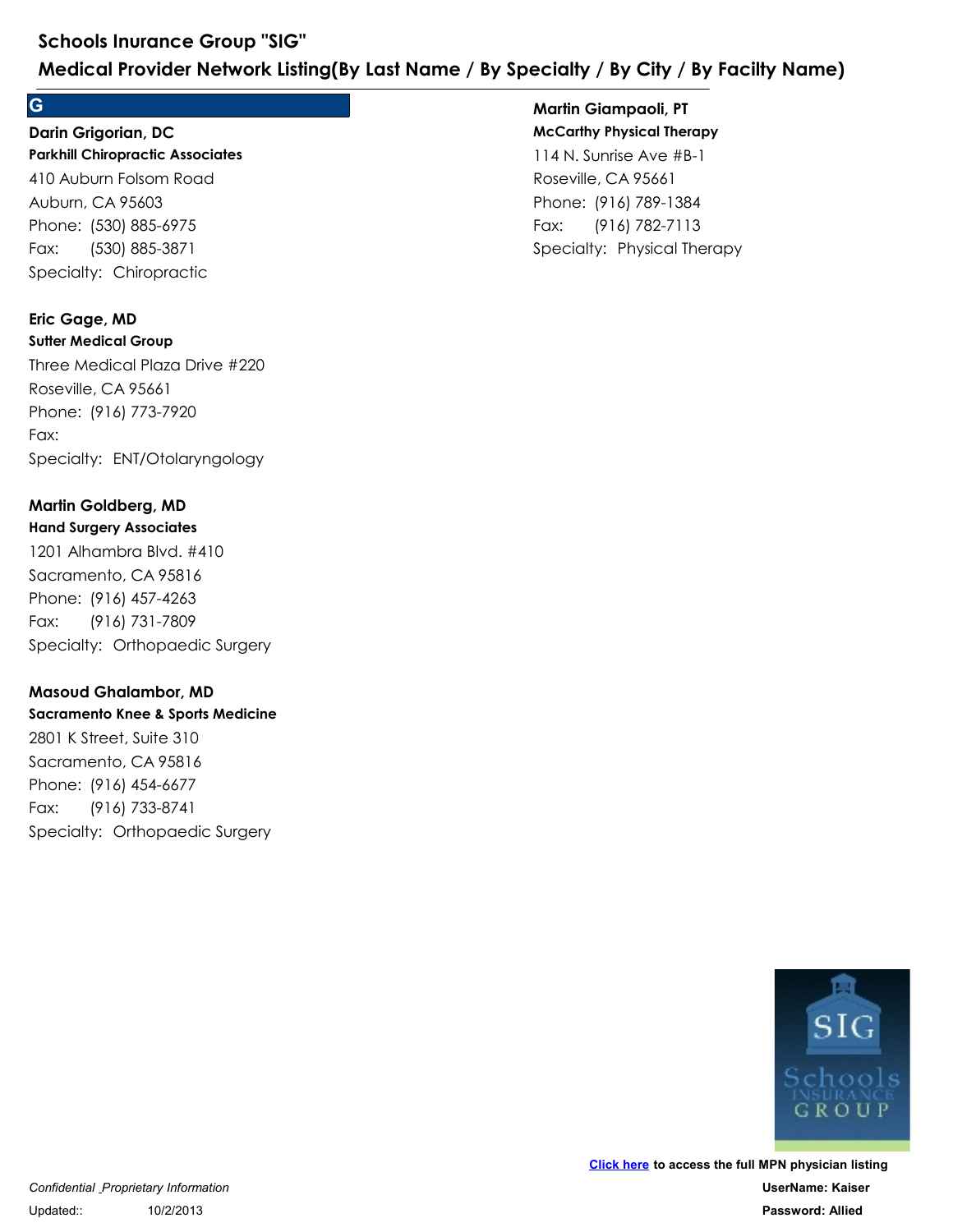# Schools Inurance Group "SIG"

## Medical Provider Network Listing(By Last Name / By Specialty / By City / By Facilty Name)

## G

**Darin Grigorian, DC**
**Parkhill Chiropractic Associates**
410 Auburn Folsom Road
Auburn, CA 95603
Phone: (530) 885-6975
Fax: (530) 885-3871
Specialty: Chiropractic

**Eric Gage, MD**
**Sutter Medical Group**
Three Medical Plaza Drive #220
Roseville, CA 95661
Phone: (916) 773-7920
Fax:
Specialty: ENT/Otolaryngology

**Martin Goldberg, MD**
**Hand Surgery Associates**
1201 Alhambra Blvd. #410
Sacramento, CA 95816
Phone: (916) 457-4263
Fax: (916) 731-7809
Specialty: Orthopaedic Surgery

**Masoud Ghalambor, MD**
**Sacramento Knee & Sports Medicine**
2801 K Street, Suite 310
Sacramento, CA 95816
Phone: (916) 454-6677
Fax: (916) 733-8741
Specialty: Orthopaedic Surgery

**Martin Giampaoli, PT**
**McCarthy Physical Therapy**
114 N. Sunrise Ave #B-1
Roseville, CA 95661
Phone: (916) 789-1384
Fax: (916) 782-7113
Specialty: Physical Therapy

**Click here** to access the full MPN physician listing
**UserName: Kaiser**
**Password: Allied**

*Confidential _Proprietary Information*
Updated:: 10/2/2013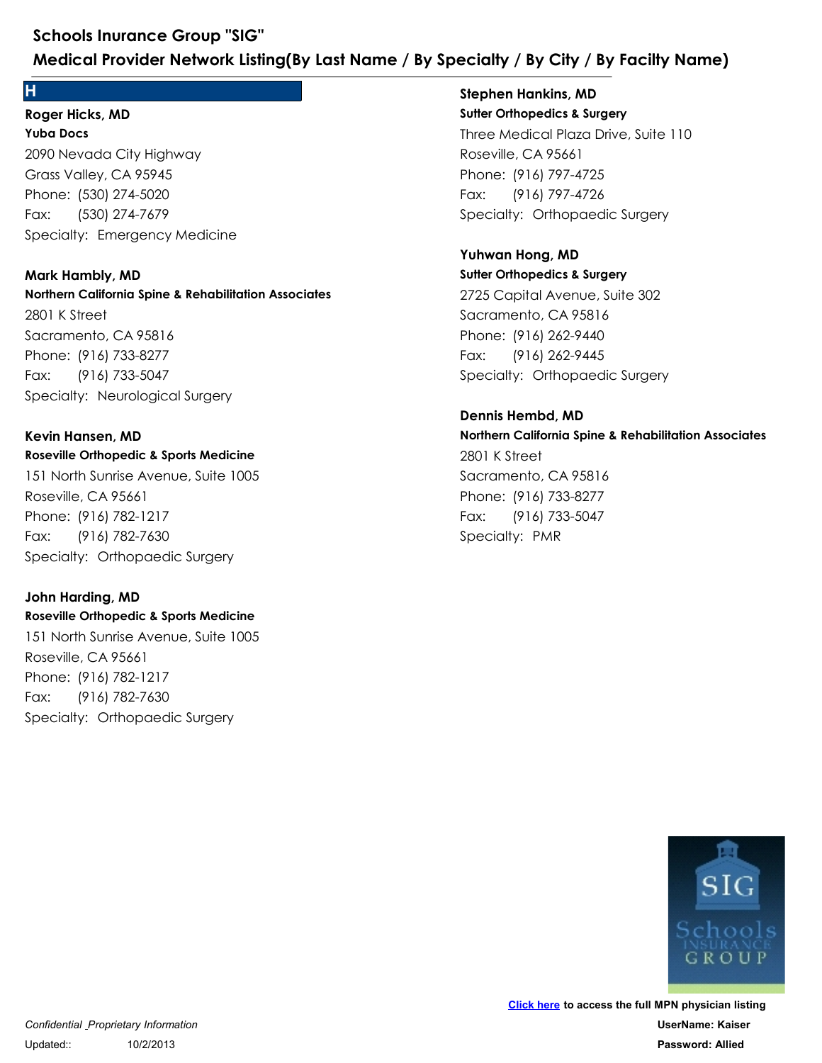## H

**Roger Hicks, MD**
**Yuba Docs**
2090 Nevada City Highway
Grass Valley, CA 95945
Phone: (530) 274-5020
Fax: (530) 274-7679
Specialty: Emergency Medicine

**Mark Hambly, MD**
**Northern California Spine & Rehabilitation Associates**
2801 K Street
Sacramento, CA 95816
Phone: (916) 733-8277
Fax: (916) 733-5047
Specialty: Neurological Surgery

**Kevin Hansen, MD**
**Roseville Orthopedic & Sports Medicine**
151 North Sunrise Avenue, Suite 1005
Roseville, CA 95661
Phone: (916) 782-1217
Fax: (916) 782-7630
Specialty: Orthopaedic Surgery

**John Harding, MD**
**Roseville Orthopedic & Sports Medicine**
151 North Sunrise Avenue, Suite 1005
Roseville, CA 95661
Phone: (916) 782-1217
Fax: (916) 782-7630
Specialty: Orthopaedic Surgery

**Stephen Hankins, MD**
**Sutter Orthopedics & Surgery**
Three Medical Plaza Drive, Suite 110
Roseville, CA 95661
Phone: (916) 797-4725
Fax: (916) 797-4726
Specialty: Orthopaedic Surgery

**Yuhwan Hong, MD**
**Sutter Orthopedics & Surgery**
2725 Capital Avenue, Suite 302
Sacramento, CA 95816
Phone: (916) 262-9440
Fax: (916) 262-9445
Specialty: Orthopaedic Surgery

**Dennis Hembd, MD**
**Northern California Spine & Rehabilitation Associates**
2801 K Street
Sacramento, CA 95816
Phone: (916) 733-8277
Fax: (916) 733-5047
Specialty: PMR

Click here to access the full MPN physician listing
UserName: Kaiser
Password: Allied

*Confidential _Proprietary Information*
Updated:: 10/2/2013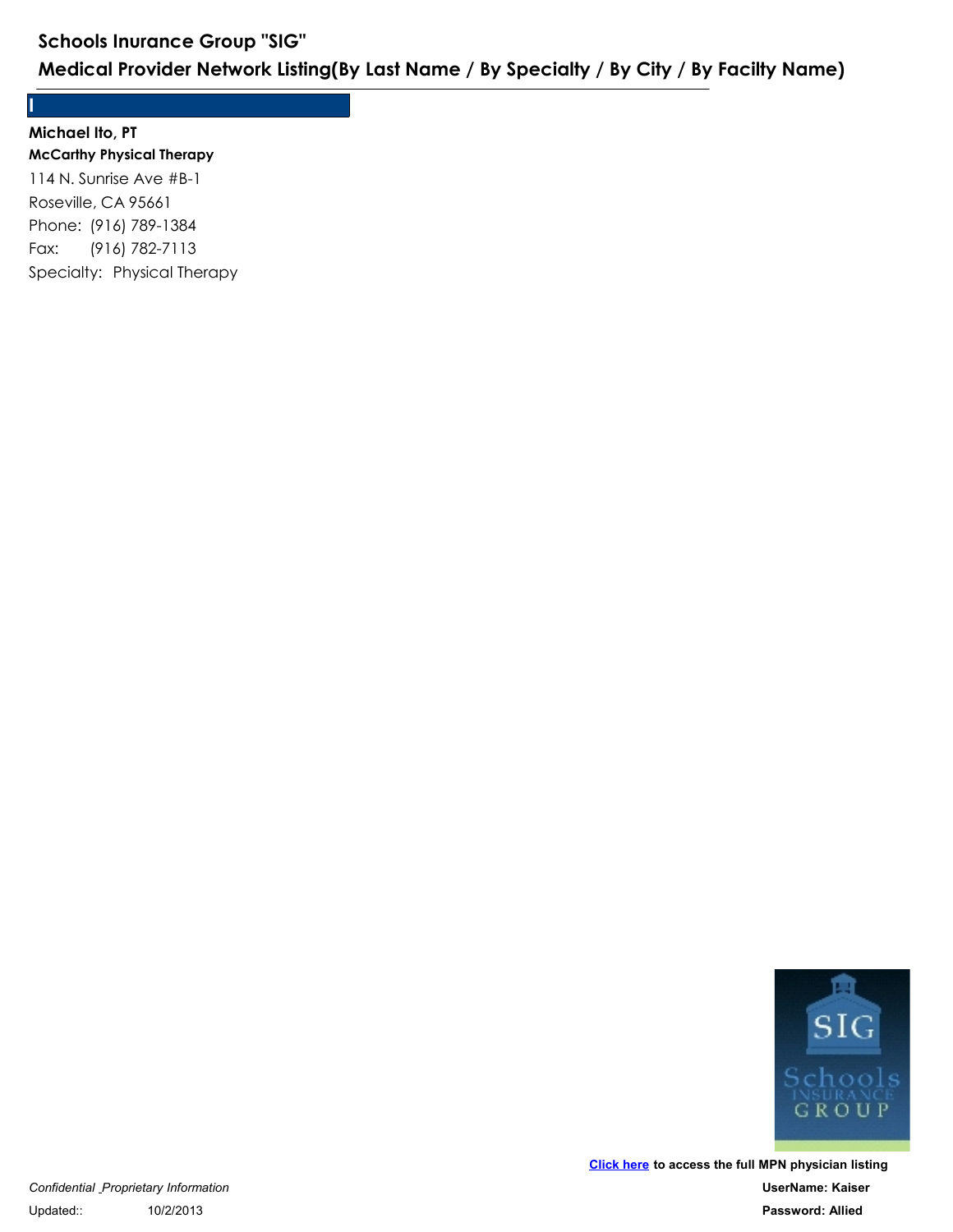## I

**Michael Ito, PT**
**McCarthy Physical Therapy**
114 N. Sunrise Ave #B-1
Roseville, CA 95661
Phone: (916) 789-1384
Fax: (916) 782-7113
Specialty: Physical Therapy

[Click here](#) to access the full MPN physician listing
**UserName: Kaiser**
**Password: Allied**

*Confidential _Proprietary Information*
Updated:: 10/2/2013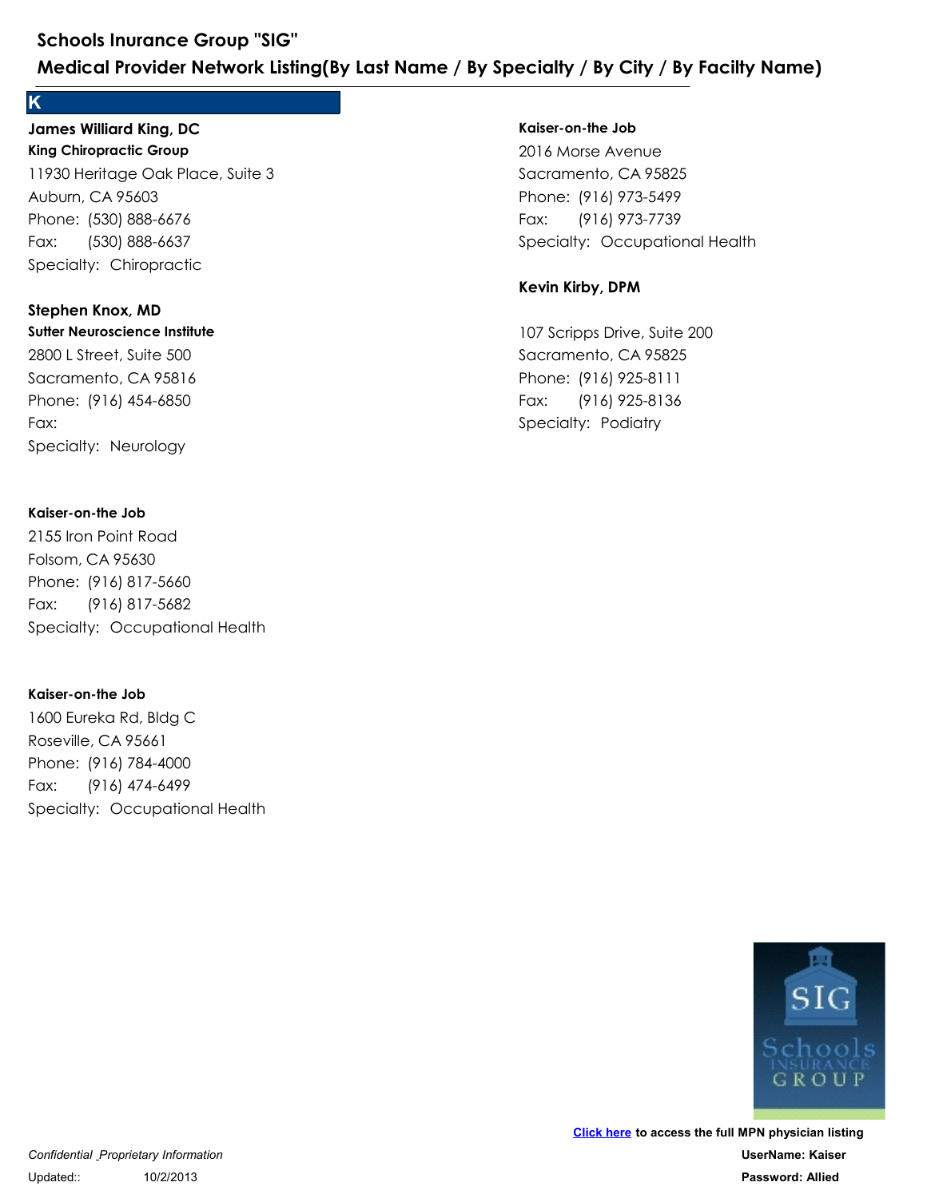# Schools Inurance Group "SIG"
## Medical Provider Network Listing(By Last Name / By Specialty / By City / By Facilty Name)

### K

**James Williard King, DC**
**King Chiropractic Group**
11930 Heritage Oak Place, Suite 3
Auburn, CA 95603
Phone: (530) 888-6676
Fax: (530) 888-6637
Specialty: Chiropractic

**Stephen Knox, MD**
**Sutter Neuroscience Institute**
2800 L Street, Suite 500
Sacramento, CA 95816
Phone: (916) 454-6850
Fax:
Specialty: Neurology

**Kaiser-on-the Job**
2155 Iron Point Road
Folsom, CA 95630
Phone: (916) 817-5660
Fax: (916) 817-5682
Specialty: Occupational Health

**Kaiser-on-the Job**
1600 Eureka Rd, Bldg C
Roseville, CA 95661
Phone: (916) 784-4000
Fax: (916) 474-6499
Specialty: Occupational Health

**Kaiser-on-the Job**
2016 Morse Avenue
Sacramento, CA 95825
Phone: (916) 973-5499
Fax: (916) 973-7739
Specialty: Occupational Health

**Kevin Kirby, DPM**

107 Scripps Drive, Suite 200
Sacramento, CA 95825
Phone: (916) 925-8111
Fax: (916) 925-8136
Specialty: Podiatry

**Click here** to access the full MPN physician listing
**UserName: Kaiser**
**Password: Allied**

*Confidential _Proprietary Information*
Updated:: 10/2/2013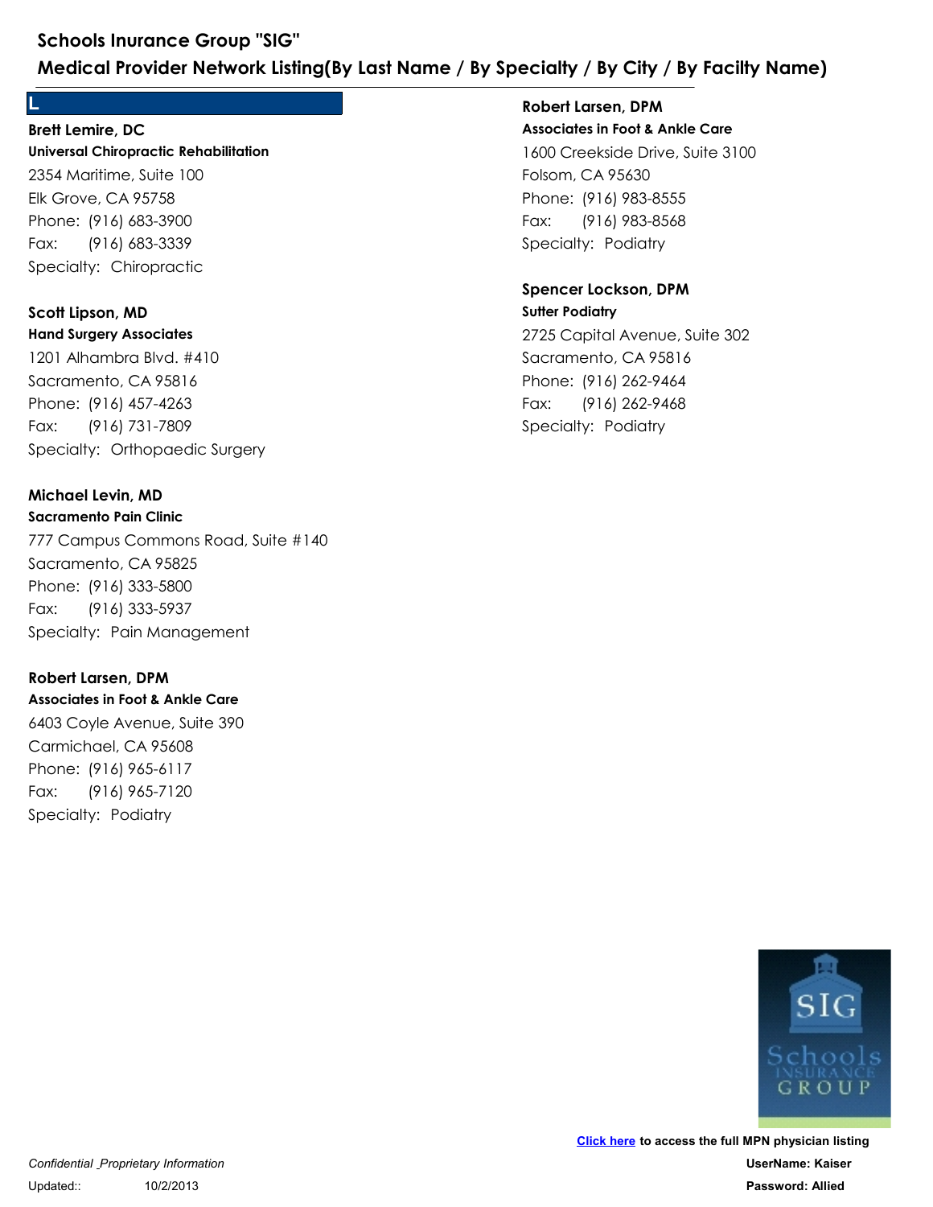# Schools Inurance Group "SIG"

## Medical Provider Network Listing(By Last Name / By Specialty / By City / By Facilty Name)

## L

**Brett Lemire, DC**
**Universal Chiropractic Rehabilitation**
2354 Maritime, Suite 100
Elk Grove, CA 95758
Phone: (916) 683-3900
Fax: (916) 683-3339
Specialty: Chiropractic

**Scott Lipson, MD**
**Hand Surgery Associates**
1201 Alhambra Blvd. #410
Sacramento, CA 95816
Phone: (916) 457-4263
Fax: (916) 731-7809
Specialty: Orthopaedic Surgery

**Michael Levin, MD**
**Sacramento Pain Clinic**
777 Campus Commons Road, Suite #140
Sacramento, CA 95825
Phone: (916) 333-5800
Fax: (916) 333-5937
Specialty: Pain Management

**Robert Larsen, DPM**
**Associates in Foot & Ankle Care**
6403 Coyle Avenue, Suite 390
Carmichael, CA 95608
Phone: (916) 965-6117
Fax: (916) 965-7120
Specialty: Podiatry

**Robert Larsen, DPM**
**Associates in Foot & Ankle Care**
1600 Creekside Drive, Suite 3100
Folsom, CA 95630
Phone: (916) 983-8555
Fax: (916) 983-8568
Specialty: Podiatry

**Spencer Lockson, DPM**
**Sutter Podiatry**
2725 Capital Avenue, Suite 302
Sacramento, CA 95816
Phone: (916) 262-9464
Fax: (916) 262-9468
Specialty: Podiatry

Click here to access the full MPN physician listing
**UserName: Kaiser**
**Password: Allied**

*Confidential _Proprietary Information*
Updated:: 10/2/2013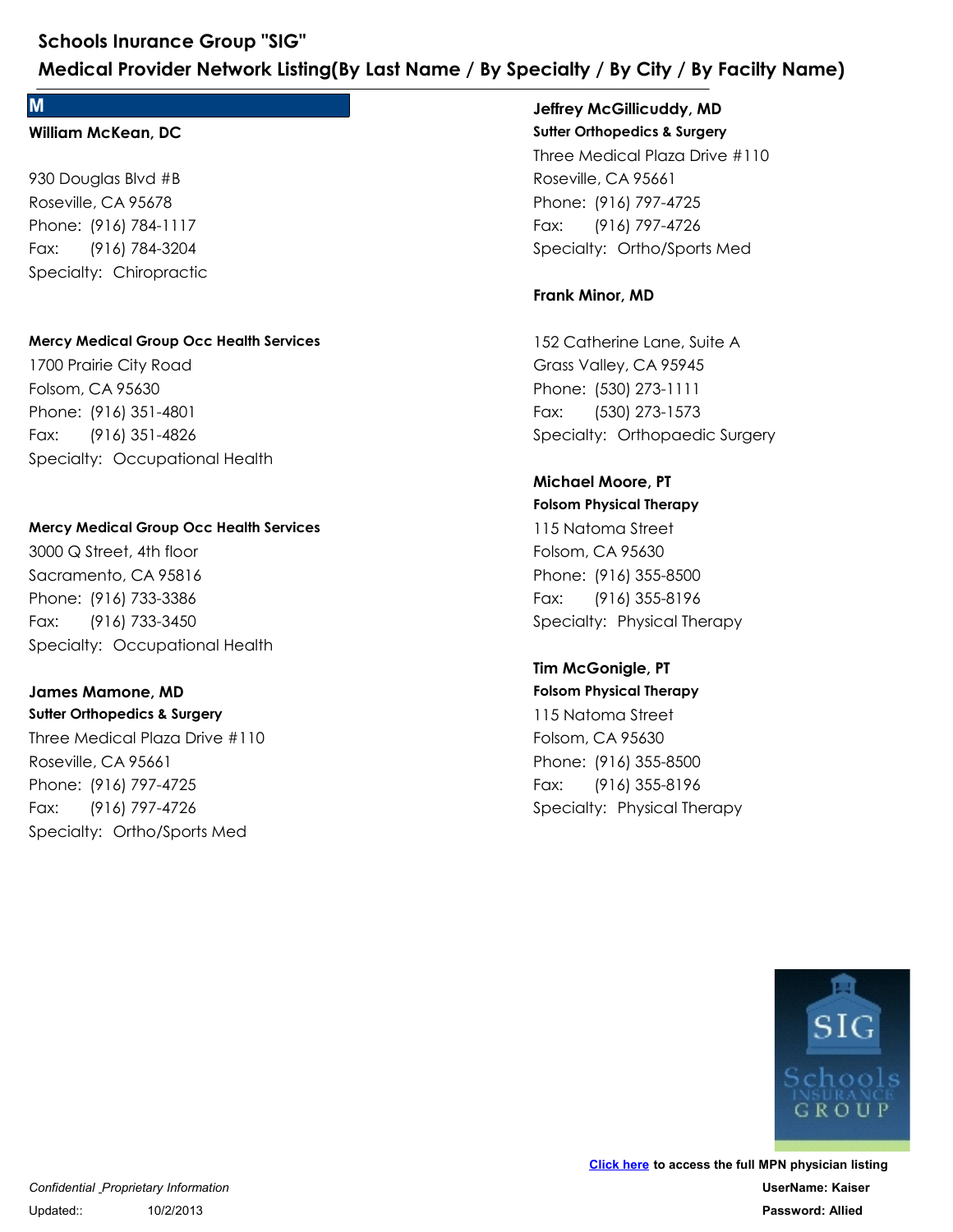## M

**William McKean, DC**

930 Douglas Blvd #B
Roseville, CA 95678
Phone: (916) 784-1117
Fax: (916) 784-3204
Specialty: Chiropractic

**Mercy Medical Group Occ Health Services**
1700 Prairie City Road
Folsom, CA 95630
Phone: (916) 351-4801
Fax: (916) 351-4826
Specialty: Occupational Health

**Mercy Medical Group Occ Health Services**
3000 Q Street, 4th floor
Sacramento, CA 95816
Phone: (916) 733-3386
Fax: (916) 733-3450
Specialty: Occupational Health

**James Mamone, MD**
**Sutter Orthopedics & Surgery**
Three Medical Plaza Drive #110
Roseville, CA 95661
Phone: (916) 797-4725
Fax: (916) 797-4726
Specialty: Ortho/Sports Med

**Jeffrey McGillicuddy, MD**
**Sutter Orthopedics & Surgery**
Three Medical Plaza Drive #110
Roseville, CA 95661
Phone: (916) 797-4725
Fax: (916) 797-4726
Specialty: Ortho/Sports Med

**Frank Minor, MD**

152 Catherine Lane, Suite A
Grass Valley, CA 95945
Phone: (530) 273-1111
Fax: (530) 273-1573
Specialty: Orthopaedic Surgery

**Michael Moore, PT**
**Folsom Physical Therapy**
115 Natoma Street
Folsom, CA 95630
Phone: (916) 355-8500
Fax: (916) 355-8196
Specialty: Physical Therapy

**Tim McGonigle, PT**
**Folsom Physical Therapy**
115 Natoma Street
Folsom, CA 95630
Phone: (916) 355-8500
Fax: (916) 355-8196
Specialty: Physical Therapy

Click here to access the full MPN physician listing
UserName: Kaiser
Password: Allied

*Confidential _Proprietary Information*
Updated:: 10/2/2013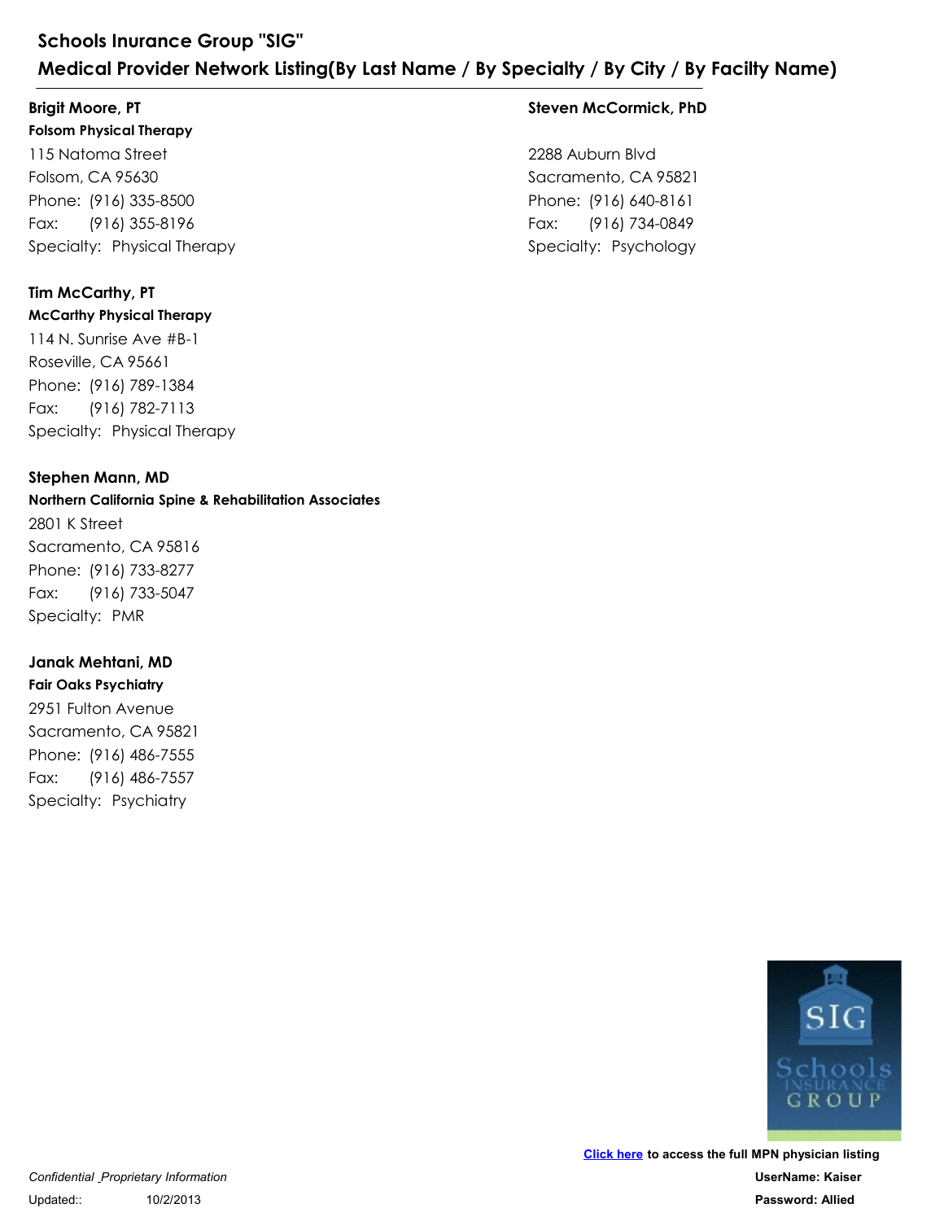## Schools Inurance Group "SIG"
## Medical Provider Network Listing(By Last Name / By Specialty / By City / By Facilty Name)

**Brigit Moore, PT**
**Folsom Physical Therapy**
115 Natoma Street
Folsom, CA 95630
Phone: (916) 335-8500
Fax: (916) 355-8196
Specialty: Physical Therapy

**Tim McCarthy, PT**
**McCarthy Physical Therapy**
114 N. Sunrise Ave #B-1
Roseville, CA 95661
Phone: (916) 789-1384
Fax: (916) 782-7113
Specialty: Physical Therapy

**Stephen Mann, MD**
**Northern California Spine & Rehabilitation Associates**
2801 K Street
Sacramento, CA 95816
Phone: (916) 733-8277
Fax: (916) 733-5047
Specialty: PMR

**Janak Mehtani, MD**
**Fair Oaks Psychiatry**
2951 Fulton Avenue
Sacramento, CA 95821
Phone: (916) 486-7555
Fax: (916) 486-7557
Specialty: Psychiatry

**Steven McCormick, PhD**

2288 Auburn Blvd
Sacramento, CA 95821
Phone: (916) 640-8161
Fax: (916) 734-0849
Specialty: Psychology

**Click here** to access the full MPN physician listing
**UserName: Kaiser**
**Password: Allied**

*Confidential _Proprietary Information*
Updated:: 10/2/2013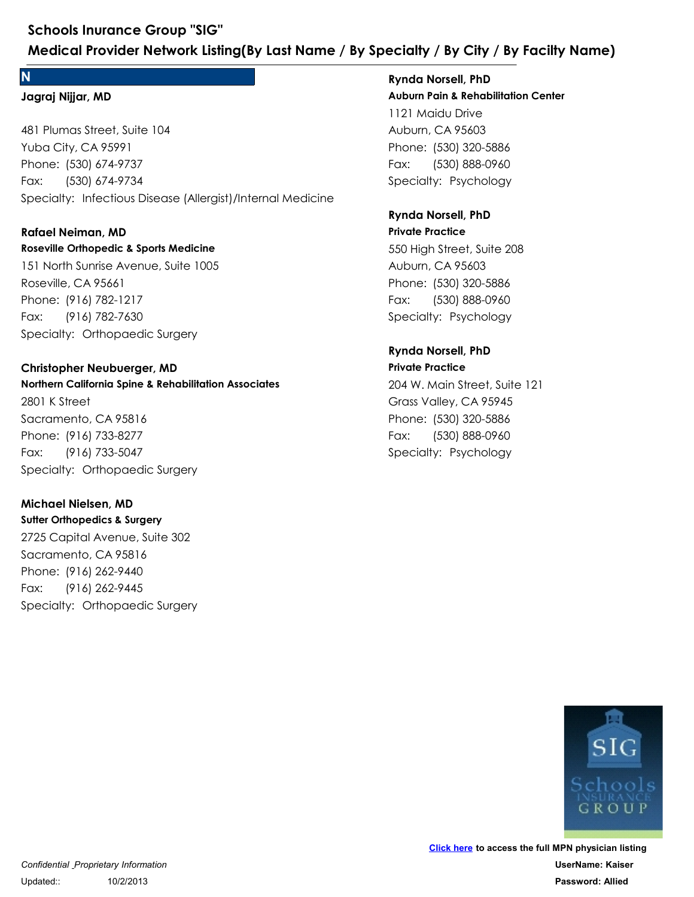## N

**Jagraj Nijjar, MD**

481 Plumas Street, Suite 104
Yuba City, CA 95991
Phone: (530) 674-9737
Fax: (530) 674-9734
Specialty: Infectious Disease (Allergist)/Internal Medicine

**Rafael Neiman, MD**
**Roseville Orthopedic & Sports Medicine**
151 North Sunrise Avenue, Suite 1005
Roseville, CA 95661
Phone: (916) 782-1217
Fax: (916) 782-7630
Specialty: Orthopaedic Surgery

**Christopher Neubuerger, MD**
**Northern California Spine & Rehabilitation Associates**
2801 K Street
Sacramento, CA 95816
Phone: (916) 733-8277
Fax: (916) 733-5047
Specialty: Orthopaedic Surgery

**Michael Nielsen, MD**
**Sutter Orthopedics & Surgery**
2725 Capital Avenue, Suite 302
Sacramento, CA 95816
Phone: (916) 262-9440
Fax: (916) 262-9445
Specialty: Orthopaedic Surgery

**Rynda Norsell, PhD**
**Auburn Pain & Rehabilitation Center**
1121 Maidu Drive
Auburn, CA 95603
Phone: (530) 320-5886
Fax: (530) 888-0960
Specialty: Psychology

**Rynda Norsell, PhD**
**Private Practice**
550 High Street, Suite 208
Auburn, CA 95603
Phone: (530) 320-5886
Fax: (530) 888-0960
Specialty: Psychology

**Rynda Norsell, PhD**
**Private Practice**
204 W. Main Street, Suite 121
Grass Valley, CA 95945
Phone: (530) 320-5886
Fax: (530) 888-0960
Specialty: Psychology

**Click here** to access the full MPN physician listing
**UserName: Kaiser**
**Password: Allied**

*Confidential _Proprietary Information*
Updated:: 10/2/2013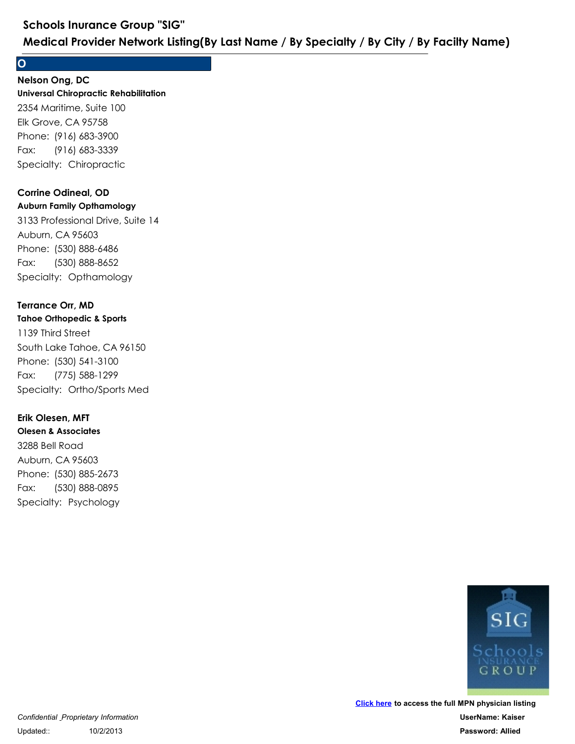# Schools Inurance Group "SIG"

## Medical Provider Network Listing(By Last Name / By Specialty / By City / By Facilty Name)

## O

**Nelson Ong, DC**
**Universal Chiropractic Rehabilitation**
2354 Maritime, Suite 100
Elk Grove, CA 95758
Phone: (916) 683-3900
Fax: (916) 683-3339
Specialty: Chiropractic

**Corrine Odineal, OD**
**Auburn Family Opthamology**
3133 Professional Drive, Suite 14
Auburn, CA 95603
Phone: (530) 888-6486
Fax: (530) 888-8652
Specialty: Opthamology

**Terrance Orr, MD**
**Tahoe Orthopedic & Sports**
1139 Third Street
South Lake Tahoe, CA 96150
Phone: (530) 541-3100
Fax: (775) 588-1299
Specialty: Ortho/Sports Med

**Erik Olesen, MFT**
**Olesen & Associates**
3288 Bell Road
Auburn, CA 95603
Phone: (530) 885-2673
Fax: (530) 888-0895
Specialty: Psychology

**Click here** to access the full MPN physician listing
**UserName: Kaiser**
**Password: Allied**

*Confidential _Proprietary Information*
Updated:: 10/2/2013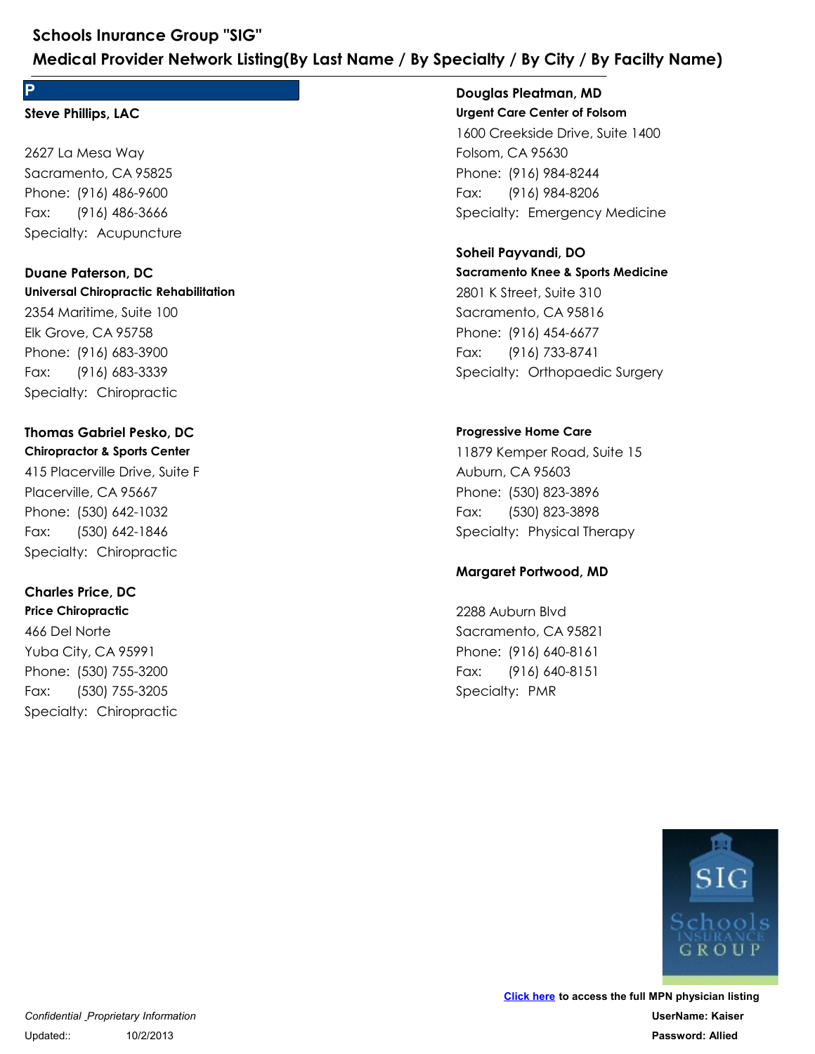# Schools Inurance Group "SIG"

## Medical Provider Network Listing(By Last Name / By Specialty / By City / By Facilty Name)

## P

**Steve Phillips, LAC**

2627 La Mesa Way
Sacramento, CA 95825
Phone: (916) 486-9600
Fax: (916) 486-3666
Specialty: Acupuncture

**Duane Paterson, DC**
**Universal Chiropractic Rehabilitation**
2354 Maritime, Suite 100
Elk Grove, CA 95758
Phone: (916) 683-3900
Fax: (916) 683-3339
Specialty: Chiropractic

**Thomas Gabriel Pesko, DC**
**Chiropractor & Sports Center**
415 Placerville Drive, Suite F
Placerville, CA 95667
Phone: (530) 642-1032
Fax: (530) 642-1846
Specialty: Chiropractic

**Charles Price, DC**
**Price Chiropractic**
466 Del Norte
Yuba City, CA 95991
Phone: (530) 755-3200
Fax: (530) 755-3205
Specialty: Chiropractic

**Douglas Pleatman, MD**
**Urgent Care Center of Folsom**
1600 Creekside Drive, Suite 1400
Folsom, CA 95630
Phone: (916) 984-8244
Fax: (916) 984-8206
Specialty: Emergency Medicine

**Soheil Payvandi, DO**
**Sacramento Knee & Sports Medicine**
2801 K Street, Suite 310
Sacramento, CA 95816
Phone: (916) 454-6677
Fax: (916) 733-8741
Specialty: Orthopaedic Surgery

**Progressive Home Care**
11879 Kemper Road, Suite 15
Auburn, CA 95603
Phone: (530) 823-3896
Fax: (530) 823-3898
Specialty: Physical Therapy

**Margaret Portwood, MD**

2288 Auburn Blvd
Sacramento, CA 95821
Phone: (916) 640-8161
Fax: (916) 640-8151
Specialty: PMR

*Confidential _Proprietary Information*

Updated:: 10/2/2013

Click here to access the full MPN physician listing
UserName: Kaiser
Password: Allied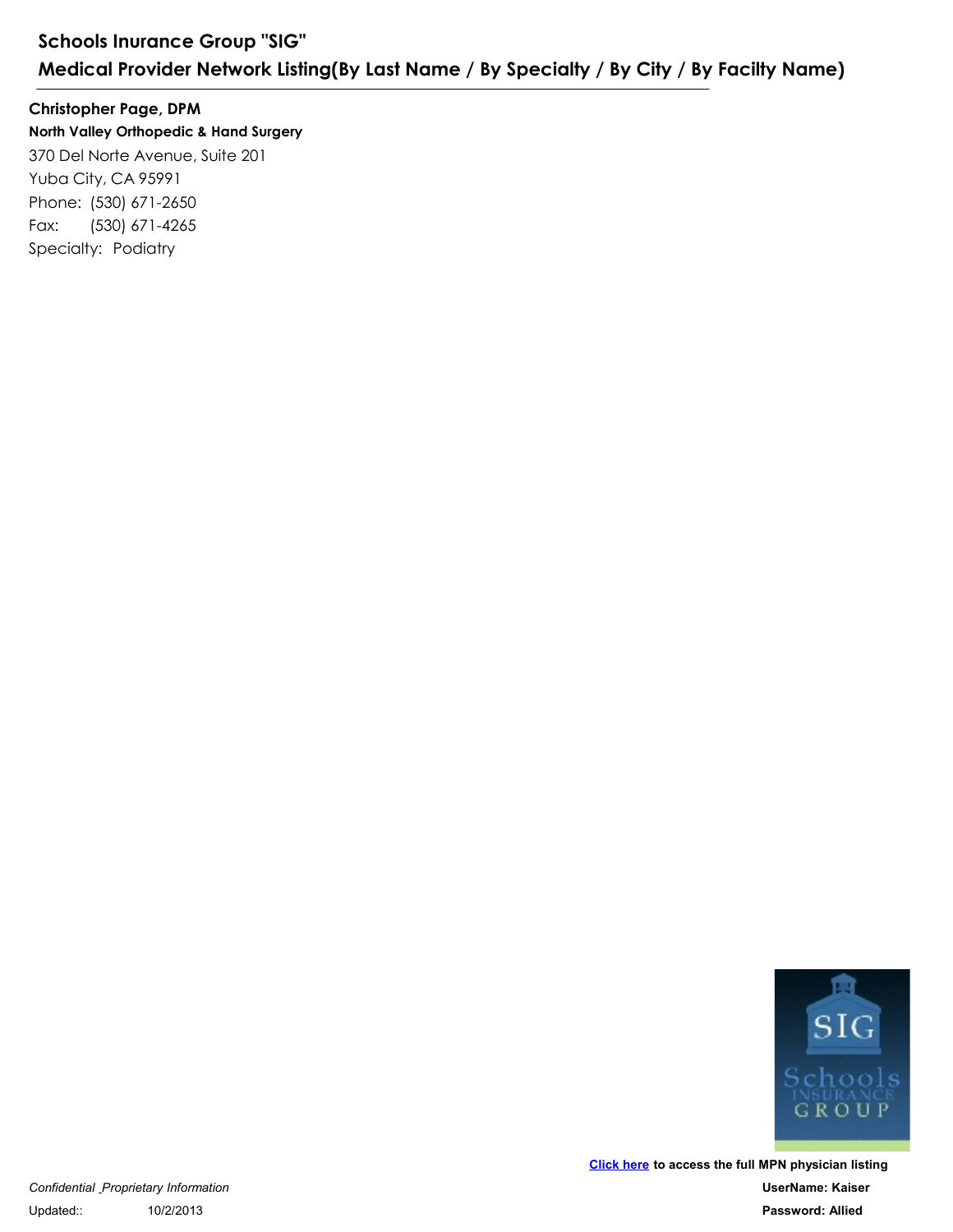# Schools Inurance Group "SIG"

## Medical Provider Network Listing(By Last Name / By Specialty / By City / By Facilty Name)

**Christopher Page, DPM**

**North Valley Orthopedic & Hand Surgery**

370 Del Norte Avenue, Suite 201

Yuba City, CA 95991

Phone: (530) 671-2650

Fax: (530) 671-4265

Specialty: Podiatry

**Click here to access the full MPN physician listing**

*Confidential _Proprietary Information*

**UserName: Kaiser**

Updated:: 10/2/2013

**Password: Allied**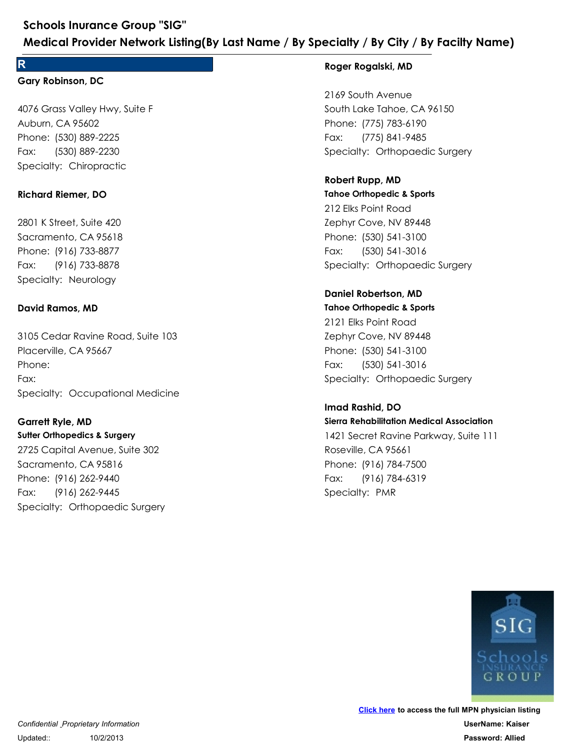# Schools Inurance Group "SIG"

## Medical Provider Network Listing(By Last Name / By Specialty / By City / By Facilty Name)

## R

**Gary Robinson, DC**

4076 Grass Valley Hwy, Suite F
Auburn, CA 95602
Phone: (530) 889-2225
Fax: (530) 889-2230
Specialty: Chiropractic

**Richard Riemer, DO**

2801 K Street, Suite 420
Sacramento, CA 95618
Phone: (916) 733-8877
Fax: (916) 733-8878
Specialty: Neurology

**David Ramos, MD**

3105 Cedar Ravine Road, Suite 103
Placerville, CA 95667
Phone:
Fax:
Specialty: Occupational Medicine

**Garrett Ryle, MD**
**Sutter Orthopedics & Surgery**
2725 Capital Avenue, Suite 302
Sacramento, CA 95816
Phone: (916) 262-9440
Fax: (916) 262-9445
Specialty: Orthopaedic Surgery

**Roger Rogalski, MD**

2169 South Avenue
South Lake Tahoe, CA 96150
Phone: (775) 783-6190
Fax: (775) 841-9485
Specialty: Orthopaedic Surgery

**Robert Rupp, MD**
**Tahoe Orthopedic & Sports**
212 Elks Point Road
Zephyr Cove, NV 89448
Phone: (530) 541-3100
Fax: (530) 541-3016
Specialty: Orthopaedic Surgery

**Daniel Robertson, MD**
**Tahoe Orthopedic & Sports**
2121 Elks Point Road
Zephyr Cove, NV 89448
Phone: (530) 541-3100
Fax: (530) 541-3016
Specialty: Orthopaedic Surgery

**Imad Rashid, DO**
**Sierra Rehabilitation Medical Association**
1421 Secret Ravine Parkway, Suite 111
Roseville, CA 95661
Phone: (916) 784-7500
Fax: (916) 784-6319
Specialty: PMR

*Confidential _Proprietary Information*
Updated:: 10/2/2013

**Click here** to access the full MPN physician listing
**UserName: Kaiser**
**Password: Allied**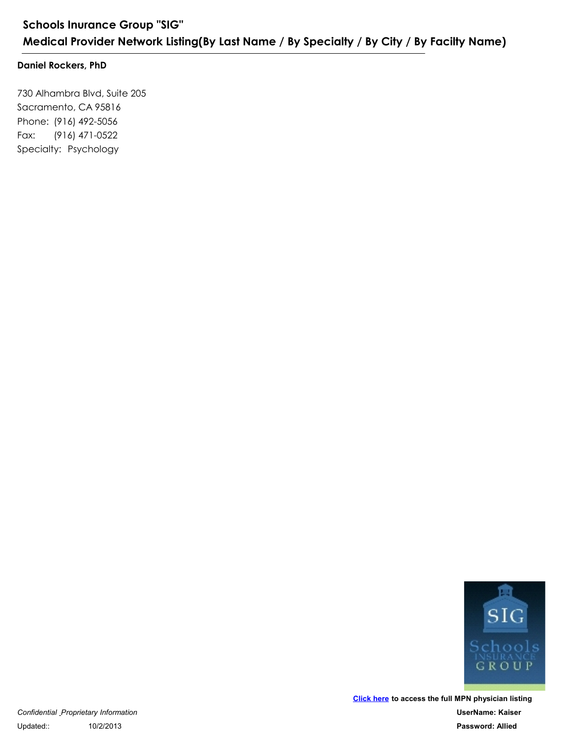# Schools Inurance Group "SIG"

## Medical Provider Network Listing(By Last Name / By Specialty / By City / By Facilty Name)

**Daniel Rockers, PhD**

730 Alhambra Blvd, Suite 205
Sacramento, CA 95816
Phone: (916) 492-5056
Fax: (916) 471-0522
Specialty: Psychology

**Click here to access the full MPN physician listing**

**UserName: Kaiser**

**Password: Allied**

*Confidential _Proprietary Information*

Updated:: 10/2/2013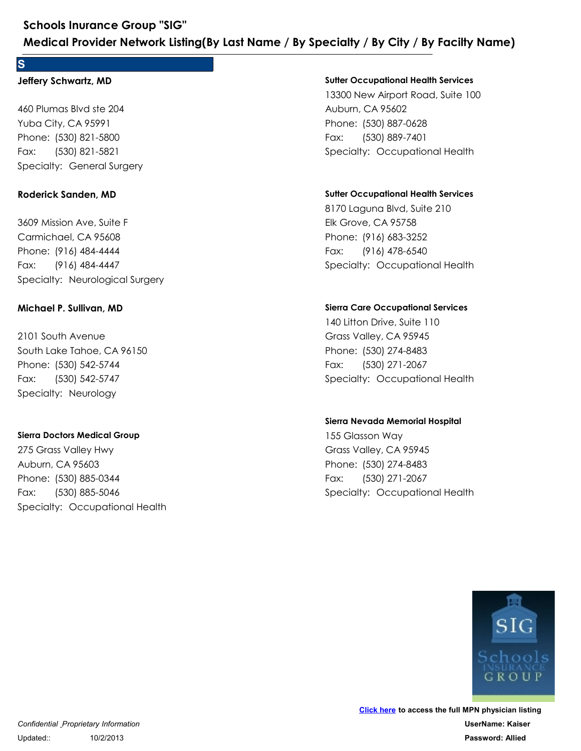# Schools Inurance Group "SIG"

## Medical Provider Network Listing(By Last Name / By Specialty / By City / By Facilty Name)

## S

**Jeffery Schwartz, MD**

460 Plumas Blvd ste 204
Yuba City, CA 95991
Phone: (530) 821-5800
Fax: (530) 821-5821
Specialty: General Surgery

**Roderick Sanden, MD**

3609 Mission Ave, Suite F
Carmichael, CA 95608
Phone: (916) 484-4444
Fax: (916) 484-4447
Specialty: Neurological Surgery

**Michael P. Sullivan, MD**

2101 South Avenue
South Lake Tahoe, CA 96150
Phone: (530) 542-5744
Fax: (530) 542-5747
Specialty: Neurology

**Sierra Doctors Medical Group**
275 Grass Valley Hwy
Auburn, CA 95603
Phone: (530) 885-0344
Fax: (530) 885-5046
Specialty: Occupational Health

**Sutter Occupational Health Services**
13300 New Airport Road, Suite 100
Auburn, CA 95602
Phone: (530) 887-0628
Fax: (530) 889-7401
Specialty: Occupational Health

**Sutter Occupational Health Services**
8170 Laguna Blvd, Suite 210
Elk Grove, CA 95758
Phone: (916) 683-3252
Fax: (916) 478-6540
Specialty: Occupational Health

**Sierra Care Occupational Services**
140 Litton Drive, Suite 110
Grass Valley, CA 95945
Phone: (530) 274-8483
Fax: (530) 271-2067
Specialty: Occupational Health

**Sierra Nevada Memorial Hospital**
155 Glasson Way
Grass Valley, CA 95945
Phone: (530) 274-8483
Fax: (530) 271-2067
Specialty: Occupational Health

Click here to access the full MPN physician listing
UserName: Kaiser
Password: Allied

*Confidential _Proprietary Information*
Updated:: 10/2/2013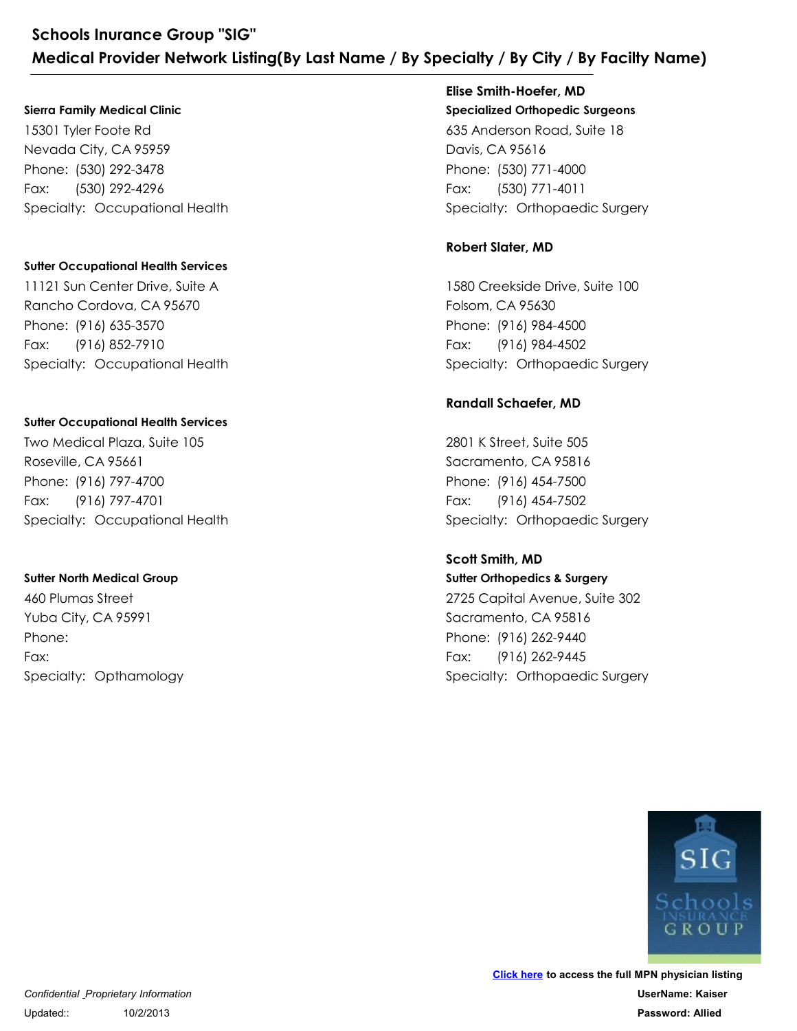# Schools Inurance Group "SIG"
## Medical Provider Network Listing(By Last Name / By Specialty / By City / By Facilty Name)

**Sierra Family Medical Clinic**
15301 Tyler Foote Rd
Nevada City, CA 95959
Phone: (530) 292-3478
Fax: (530) 292-4296
Specialty: Occupational Health

**Sutter Occupational Health Services**
11121 Sun Center Drive, Suite A
Rancho Cordova, CA 95670
Phone: (916) 635-3570
Fax: (916) 852-7910
Specialty: Occupational Health

**Sutter Occupational Health Services**
Two Medical Plaza, Suite 105
Roseville, CA 95661
Phone: (916) 797-4700
Fax: (916) 797-4701
Specialty: Occupational Health

**Sutter North Medical Group**
460 Plumas Street
Yuba City, CA 95991
Phone:
Fax:
Specialty: Opthamology

**Elise Smith-Hoefer, MD**
**Specialized Orthopedic Surgeons**
635 Anderson Road, Suite 18
Davis, CA 95616
Phone: (530) 771-4000
Fax: (530) 771-4011
Specialty: Orthopaedic Surgery

**Robert Slater, MD**

1580 Creekside Drive, Suite 100
Folsom, CA 95630
Phone: (916) 984-4500
Fax: (916) 984-4502
Specialty: Orthopaedic Surgery

**Randall Schaefer, MD**

2801 K Street, Suite 505
Sacramento, CA 95816
Phone: (916) 454-7500
Fax: (916) 454-7502
Specialty: Orthopaedic Surgery

**Scott Smith, MD**
**Sutter Orthopedics & Surgery**
2725 Capital Avenue, Suite 302
Sacramento, CA 95816
Phone: (916) 262-9440
Fax: (916) 262-9445
Specialty: Orthopaedic Surgery

*Confidential _Proprietary Information*
Updated:: 10/2/2013

**Click here to access the full MPN physician listing**
**UserName: Kaiser**
**Password: Allied**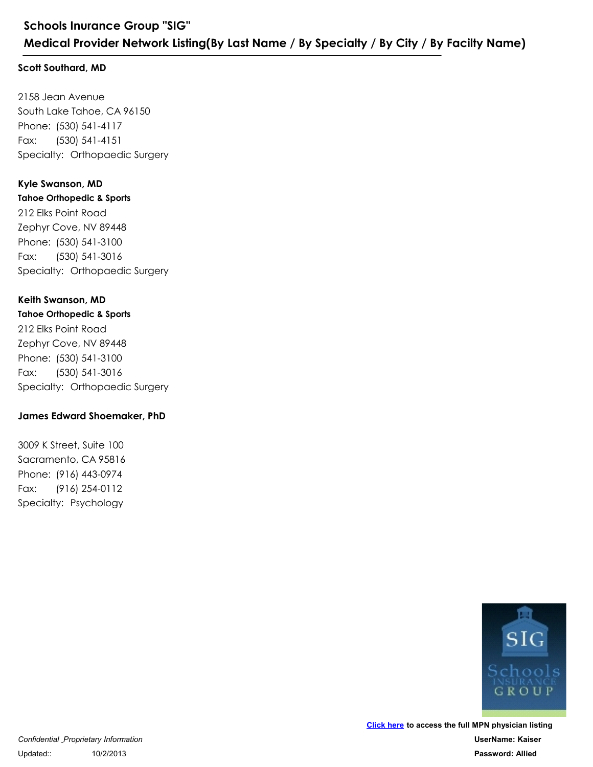# Schools Inurance Group "SIG"
## Medical Provider Network Listing(By Last Name / By Specialty / By City / By Facilty Name)

**Scott Southard, MD**

2158 Jean Avenue
South Lake Tahoe, CA 96150
Phone: (530) 541-4117
Fax: (530) 541-4151
Specialty: Orthopaedic Surgery

**Kyle Swanson, MD**
**Tahoe Orthopedic & Sports**
212 Elks Point Road
Zephyr Cove, NV 89448
Phone: (530) 541-3100
Fax: (530) 541-3016
Specialty: Orthopaedic Surgery

**Keith Swanson, MD**
**Tahoe Orthopedic & Sports**
212 Elks Point Road
Zephyr Cove, NV 89448
Phone: (530) 541-3100
Fax: (530) 541-3016
Specialty: Orthopaedic Surgery

**James Edward Shoemaker, PhD**

3009 K Street, Suite 100
Sacramento, CA 95816
Phone: (916) 443-0974
Fax: (916) 254-0112
Specialty: Psychology

**Click here to access the full MPN physician listing**
**UserName: Kaiser**
**Password: Allied**

*Confidential _Proprietary Information*
Updated:: 10/2/2013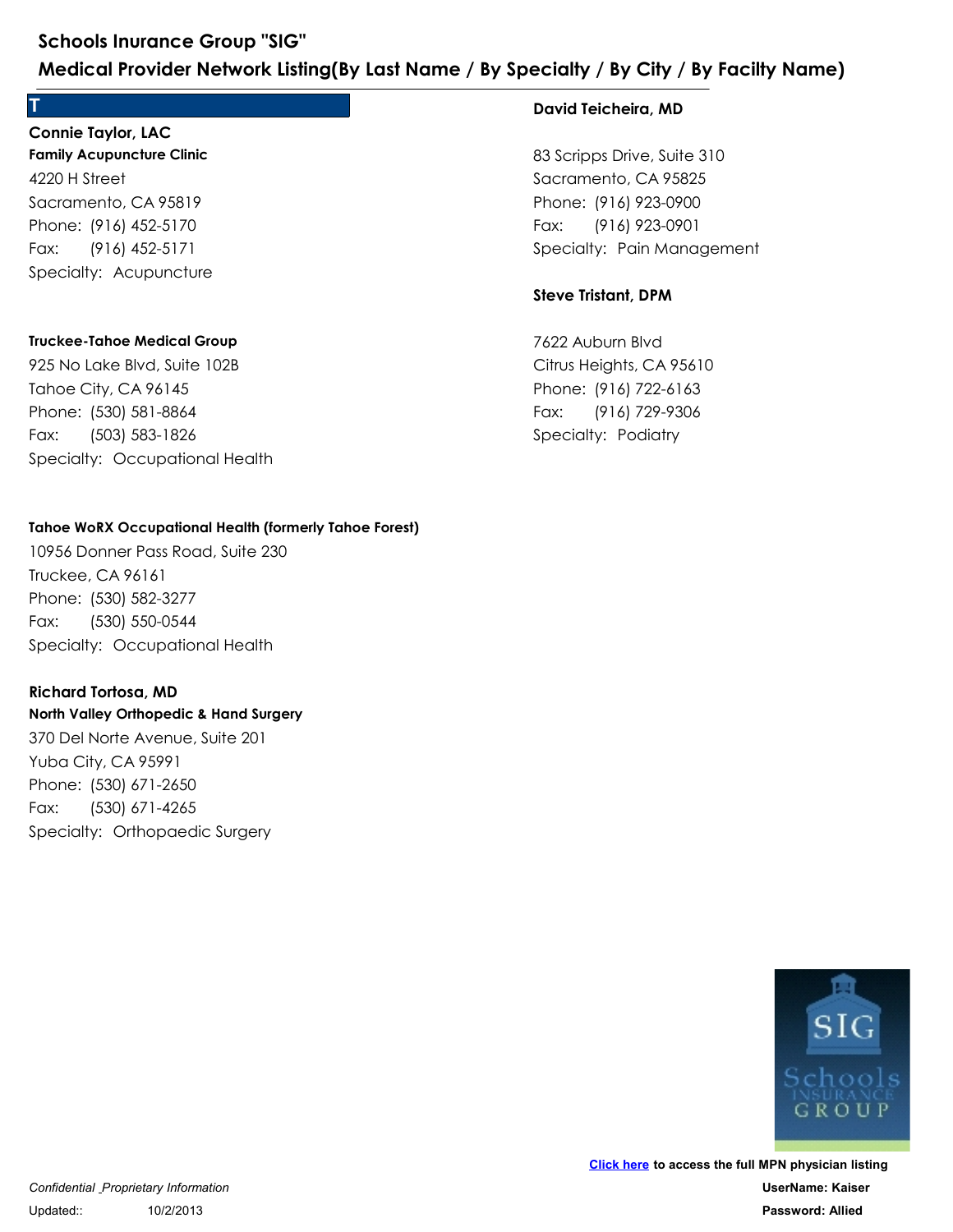# Schools Inurance Group "SIG"

## Medical Provider Network Listing(By Last Name / By Specialty / By City / By Facilty Name)

## T

**Connie Taylor, LAC**
**Family Acupuncture Clinic**
4220 H Street
Sacramento, CA 95819
Phone: (916) 452-5170
Fax: (916) 452-5171
Specialty: Acupuncture

**Truckee-Tahoe Medical Group**
925 No Lake Blvd, Suite 102B
Tahoe City, CA 96145
Phone: (530) 581-8864
Fax: (503) 583-1826
Specialty: Occupational Health

**Tahoe WoRX Occupational Health (formerly Tahoe Forest)**
10956 Donner Pass Road, Suite 230
Truckee, CA 96161
Phone: (530) 582-3277
Fax: (530) 550-0544
Specialty: Occupational Health

**Richard Tortosa, MD**
**North Valley Orthopedic & Hand Surgery**
370 Del Norte Avenue, Suite 201
Yuba City, CA 95991
Phone: (530) 671-2650
Fax: (530) 671-4265
Specialty: Orthopaedic Surgery

**David Teicheira, MD**

83 Scripps Drive, Suite 310
Sacramento, CA 95825
Phone: (916) 923-0900
Fax: (916) 923-0901
Specialty: Pain Management

**Steve Tristant, DPM**

7622 Auburn Blvd
Citrus Heights, CA 95610
Phone: (916) 722-6163
Fax: (916) 729-9306
Specialty: Podiatry

**Click here** to access the full MPN physician listing
**UserName: Kaiser**
**Password: Allied**

*Confidential _Proprietary Information*
Updated:: 10/2/2013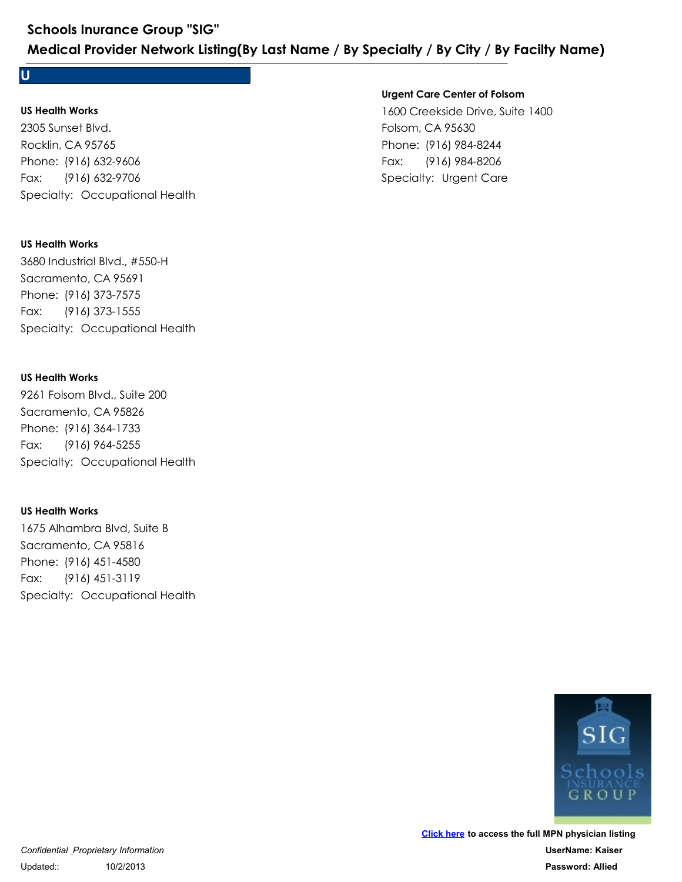## U

**US Health Works**
2305 Sunset Blvd.
Rocklin, CA 95765
Phone: (916) 632-9606
Fax: (916) 632-9706
Specialty: Occupational Health

**US Health Works**
3680 Industrial Blvd., #550-H
Sacramento, CA 95691
Phone: (916) 373-7575
Fax: (916) 373-1555
Specialty: Occupational Health

**US Health Works**
9261 Folsom Blvd., Suite 200
Sacramento, CA 95826
Phone: (916) 364-1733
Fax: (916) 964-5255
Specialty: Occupational Health

**US Health Works**
1675 Alhambra Blvd, Suite B
Sacramento, CA 95816
Phone: (916) 451-4580
Fax: (916) 451-3119
Specialty: Occupational Health

**Urgent Care Center of Folsom**
1600 Creekside Drive, Suite 1400
Folsom, CA 95630
Phone: (916) 984-8244
Fax: (916) 984-8206
Specialty: Urgent Care

**Click here** to access the full MPN physician listing
**UserName: Kaiser**
**Password: Allied**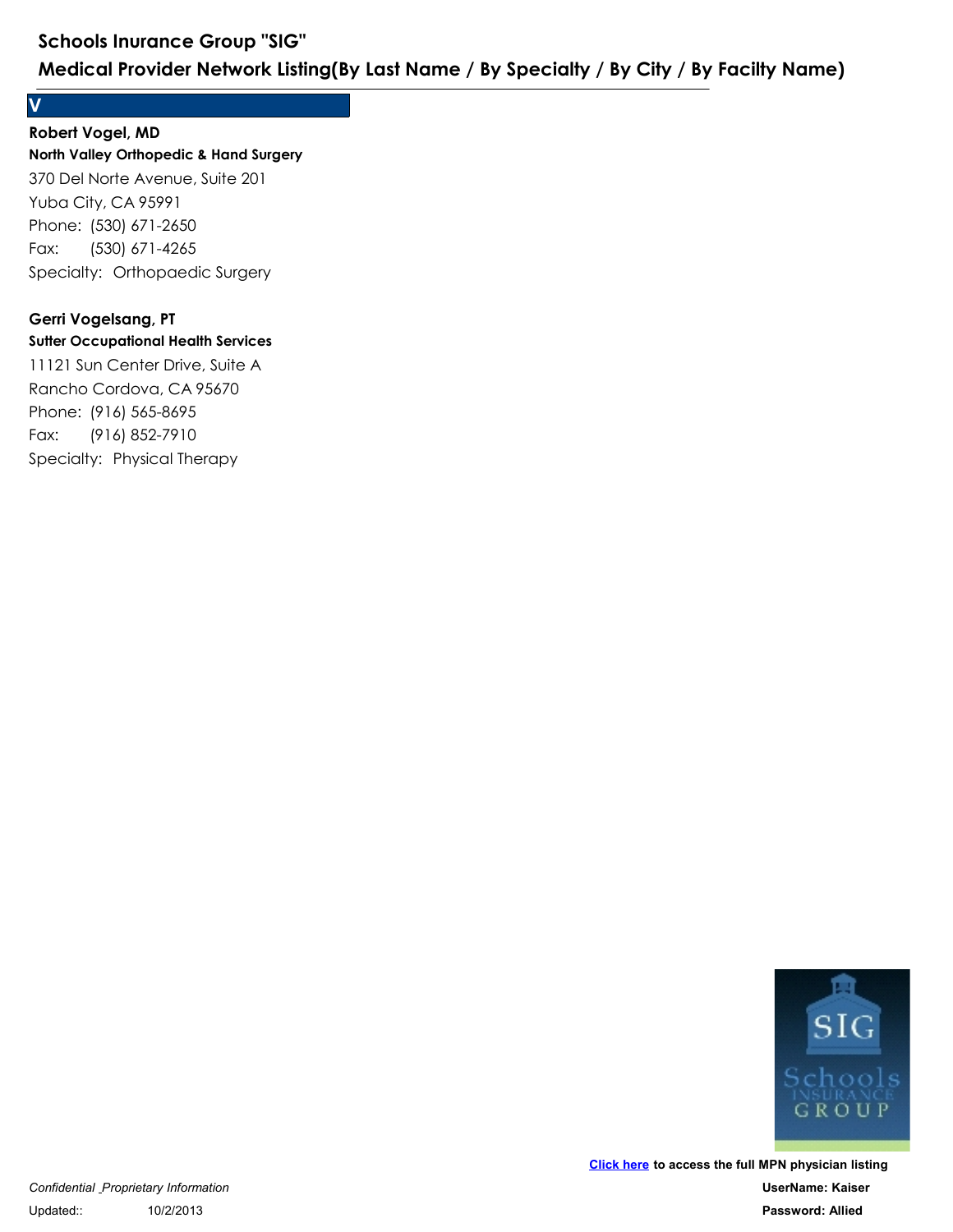## V

**Robert Vogel, MD**
**North Valley Orthopedic & Hand Surgery**
370 Del Norte Avenue, Suite 201
Yuba City, CA 95991
Phone: (530) 671-2650
Fax: (530) 671-4265
Specialty: Orthopaedic Surgery

**Gerri Vogelsang, PT**
**Sutter Occupational Health Services**
11121 Sun Center Drive, Suite A
Rancho Cordova, CA 95670
Phone: (916) 565-8695
Fax: (916) 852-7910
Specialty: Physical Therapy

**Click here to access the full MPN physician listing**
**UserName: Kaiser**
**Password: Allied**

*Confidential _Proprietary Information*
Updated:: 10/2/2013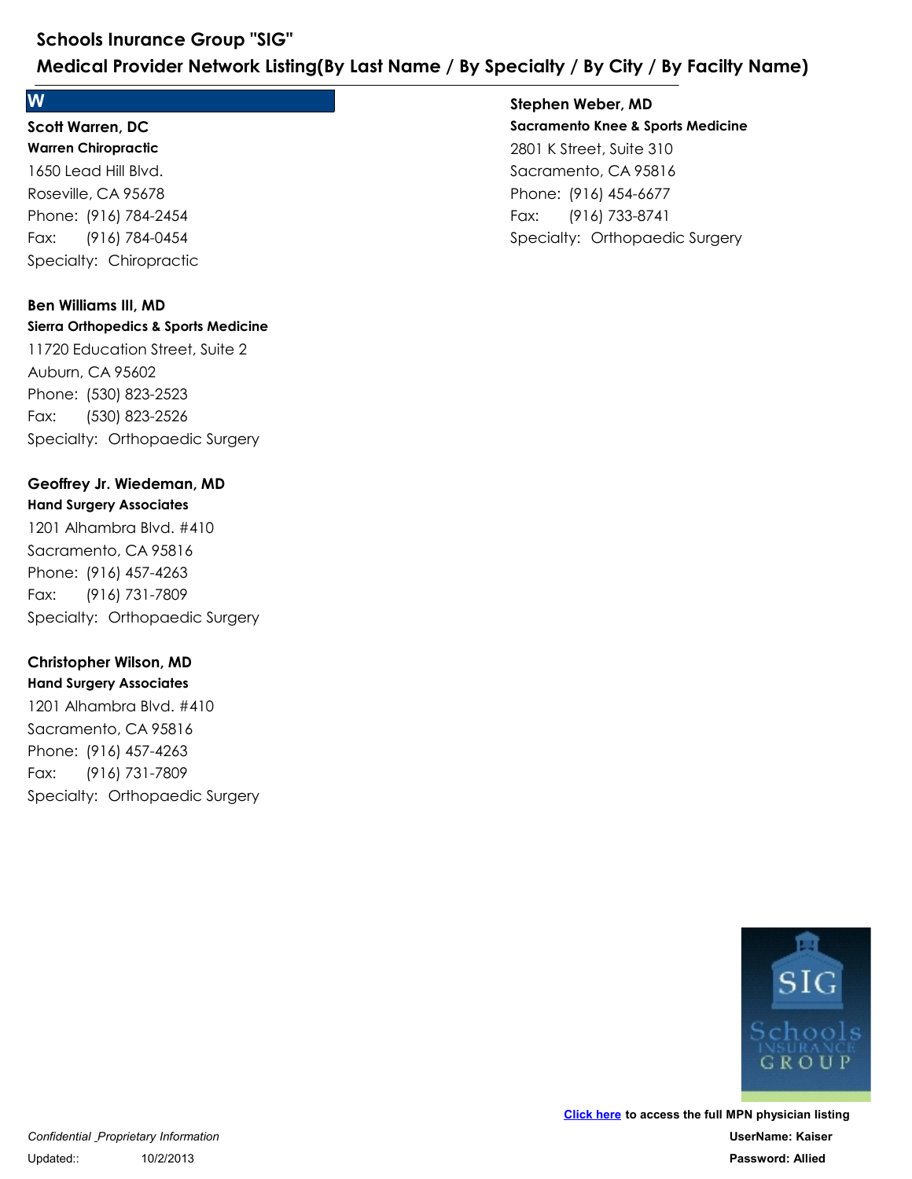## W

**Scott Warren, DC**
**Warren Chiropractic**
1650 Lead Hill Blvd.
Roseville, CA 95678
Phone: (916) 784-2454
Fax: (916) 784-0454
Specialty: Chiropractic

**Ben Williams III, MD**
**Sierra Orthopedics & Sports Medicine**
11720 Education Street, Suite 2
Auburn, CA 95602
Phone: (530) 823-2523
Fax: (530) 823-2526
Specialty: Orthopaedic Surgery

**Geoffrey Jr. Wiedeman, MD**
**Hand Surgery Associates**
1201 Alhambra Blvd. #410
Sacramento, CA 95816
Phone: (916) 457-4263
Fax: (916) 731-7809
Specialty: Orthopaedic Surgery

**Christopher Wilson, MD**
**Hand Surgery Associates**
1201 Alhambra Blvd. #410
Sacramento, CA 95816
Phone: (916) 457-4263
Fax: (916) 731-7809
Specialty: Orthopaedic Surgery

**Stephen Weber, MD**
**Sacramento Knee & Sports Medicine**
2801 K Street, Suite 310
Sacramento, CA 95816
Phone: (916) 454-6677
Fax: (916) 733-8741
Specialty: Orthopaedic Surgery

**Click here** to access the full MPN physician listing
UserName: Kaiser
Password: Allied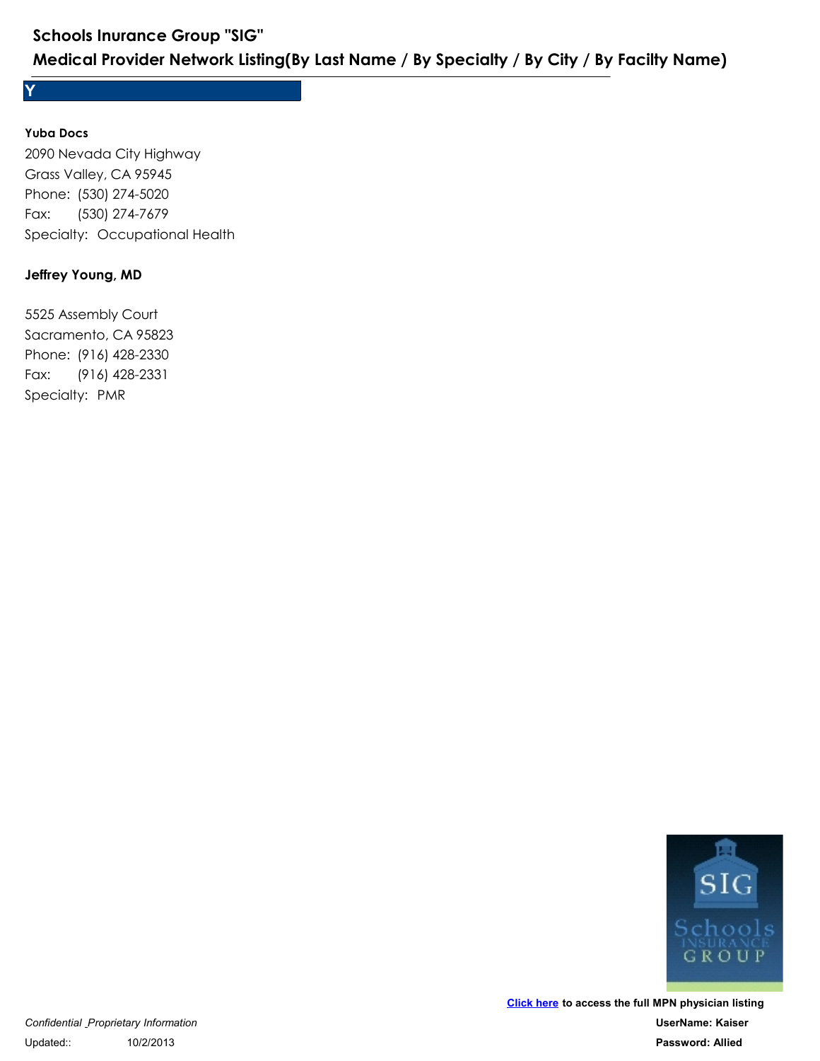## Y

**Yuba Docs**
2090 Nevada City Highway
Grass Valley, CA 95945
Phone: (530) 274-5020
Fax: (530) 274-7679
Specialty: Occupational Health

**Jeffrey Young, MD**

5525 Assembly Court
Sacramento, CA 95823
Phone: (916) 428-2330
Fax: (916) 428-2331
Specialty: PMR

[Click here](#) to access the full MPN physician listing
UserName: Kaiser
Password: Allied

*Confidential _Proprietary Information*
Updated:: 10/2/2013